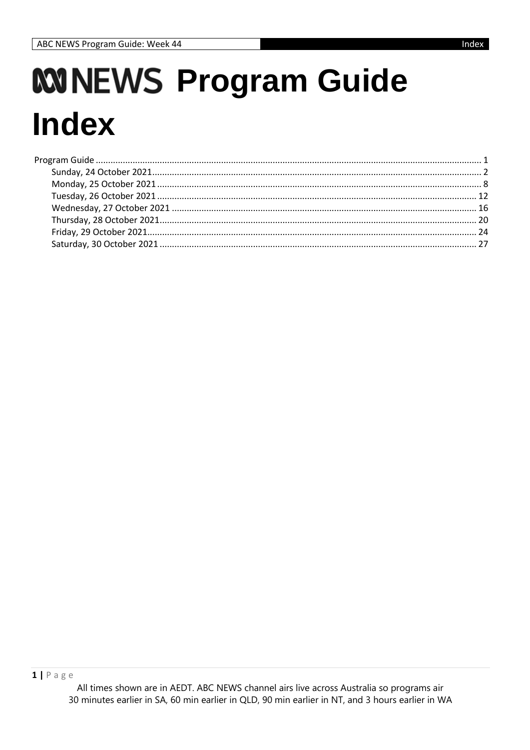# ABC NEWS Program Guide Index

Program Guide ........................................................................ 1
- Sunday, 24 October 2021 ........................................................ 2
- Monday, 25 October 2021 ........................................................ 8
- Tuesday, 26 October 2021 ........................................................ 12
- Wednesday, 27 October 2021 ........................................................ 16
- Thursday, 28 October 2021 ........................................................ 20
- Friday, 29 October 2021 ........................................................ 24
- Saturday, 30 October 2021 ........................................................ 27

All times shown are in AEDT. ABC NEWS channel airs live across Australia so programs air 30 minutes earlier in SA, 60 min earlier in QLD, 90 min earlier in NT, and 3 hours earlier in WA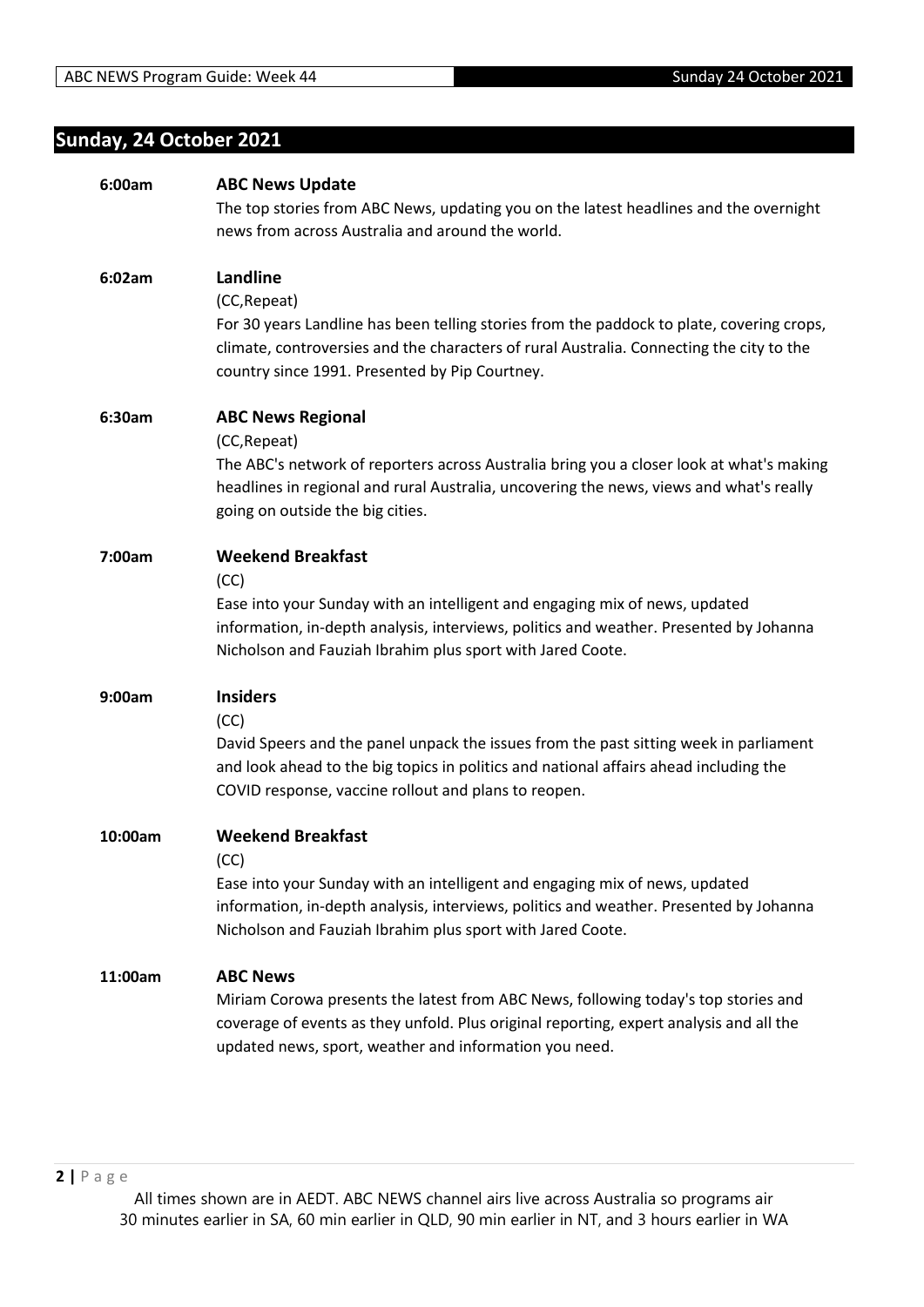## Sunday, 24 October 2021

**6:00am** **ABC News Update**

The top stories from ABC News, updating you on the latest headlines and the overnight news from across Australia and around the world.

**6:02am** **Landline**

(CC,Repeat)

For 30 years Landline has been telling stories from the paddock to plate, covering crops, climate, controversies and the characters of rural Australia. Connecting the city to the country since 1991. Presented by Pip Courtney.

**6:30am** **ABC News Regional**

(CC,Repeat)

The ABC's network of reporters across Australia bring you a closer look at what's making headlines in regional and rural Australia, uncovering the news, views and what's really going on outside the big cities.

**7:00am** **Weekend Breakfast**

(CC)

Ease into your Sunday with an intelligent and engaging mix of news, updated information, in-depth analysis, interviews, politics and weather. Presented by Johanna Nicholson and Fauziah Ibrahim plus sport with Jared Coote.

**9:00am** **Insiders**

(CC)

David Speers and the panel unpack the issues from the past sitting week in parliament and look ahead to the big topics in politics and national affairs ahead including the COVID response, vaccine rollout and plans to reopen.

**10:00am** **Weekend Breakfast**

(CC)

Ease into your Sunday with an intelligent and engaging mix of news, updated information, in-depth analysis, interviews, politics and weather. Presented by Johanna Nicholson and Fauziah Ibrahim plus sport with Jared Coote.

**11:00am** **ABC News**

Miriam Corowa presents the latest from ABC News, following today's top stories and coverage of events as they unfold. Plus original reporting, expert analysis and all the updated news, sport, weather and information you need.

All times shown are in AEDT. ABC NEWS channel airs live across Australia so programs air 30 minutes earlier in SA, 60 min earlier in QLD, 90 min earlier in NT, and 3 hours earlier in WA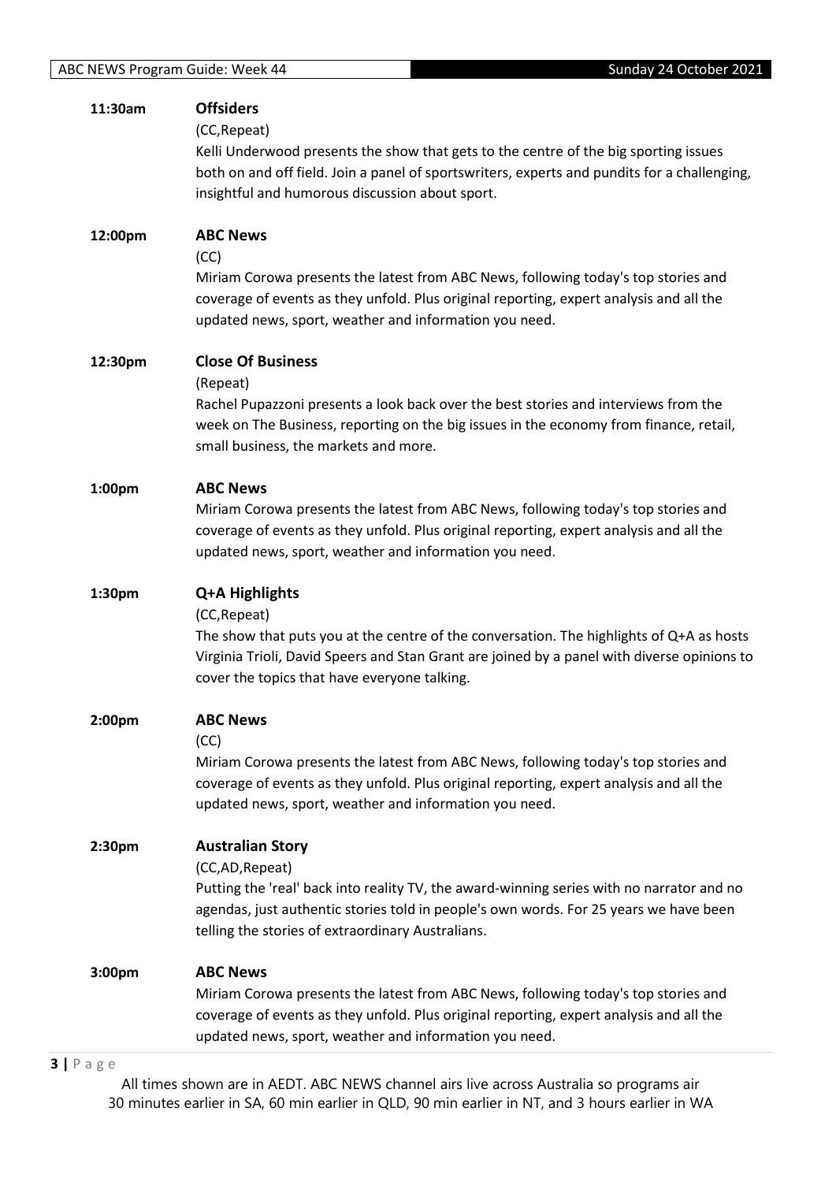**11:30am** **Offsiders**

(CC,Repeat)

Kelli Underwood presents the show that gets to the centre of the big sporting issues both on and off field. Join a panel of sportswriters, experts and pundits for a challenging, insightful and humorous discussion about sport.

**12:00pm** **ABC News**

(CC)

Miriam Corowa presents the latest from ABC News, following today's top stories and coverage of events as they unfold. Plus original reporting, expert analysis and all the updated news, sport, weather and information you need.

**12:30pm** **Close Of Business**

(Repeat)

Rachel Pupazzoni presents a look back over the best stories and interviews from the week on The Business, reporting on the big issues in the economy from finance, retail, small business, the markets and more.

**1:00pm** **ABC News**

Miriam Corowa presents the latest from ABC News, following today's top stories and coverage of events as they unfold. Plus original reporting, expert analysis and all the updated news, sport, weather and information you need.

**1:30pm** **Q+A Highlights**

(CC,Repeat)

The show that puts you at the centre of the conversation. The highlights of Q+A as hosts Virginia Trioli, David Speers and Stan Grant are joined by a panel with diverse opinions to cover the topics that have everyone talking.

**2:00pm** **ABC News**

(CC)

Miriam Corowa presents the latest from ABC News, following today's top stories and coverage of events as they unfold. Plus original reporting, expert analysis and all the updated news, sport, weather and information you need.

**2:30pm** **Australian Story**

(CC,AD,Repeat)

Putting the 'real' back into reality TV, the award-winning series with no narrator and no agendas, just authentic stories told in people's own words. For 25 years we have been telling the stories of extraordinary Australians.

**3:00pm** **ABC News**

Miriam Corowa presents the latest from ABC News, following today's top stories and coverage of events as they unfold. Plus original reporting, expert analysis and all the updated news, sport, weather and information you need.

All times shown are in AEDT. ABC NEWS channel airs live across Australia so programs air 30 minutes earlier in SA, 60 min earlier in QLD, 90 min earlier in NT, and 3 hours earlier in WA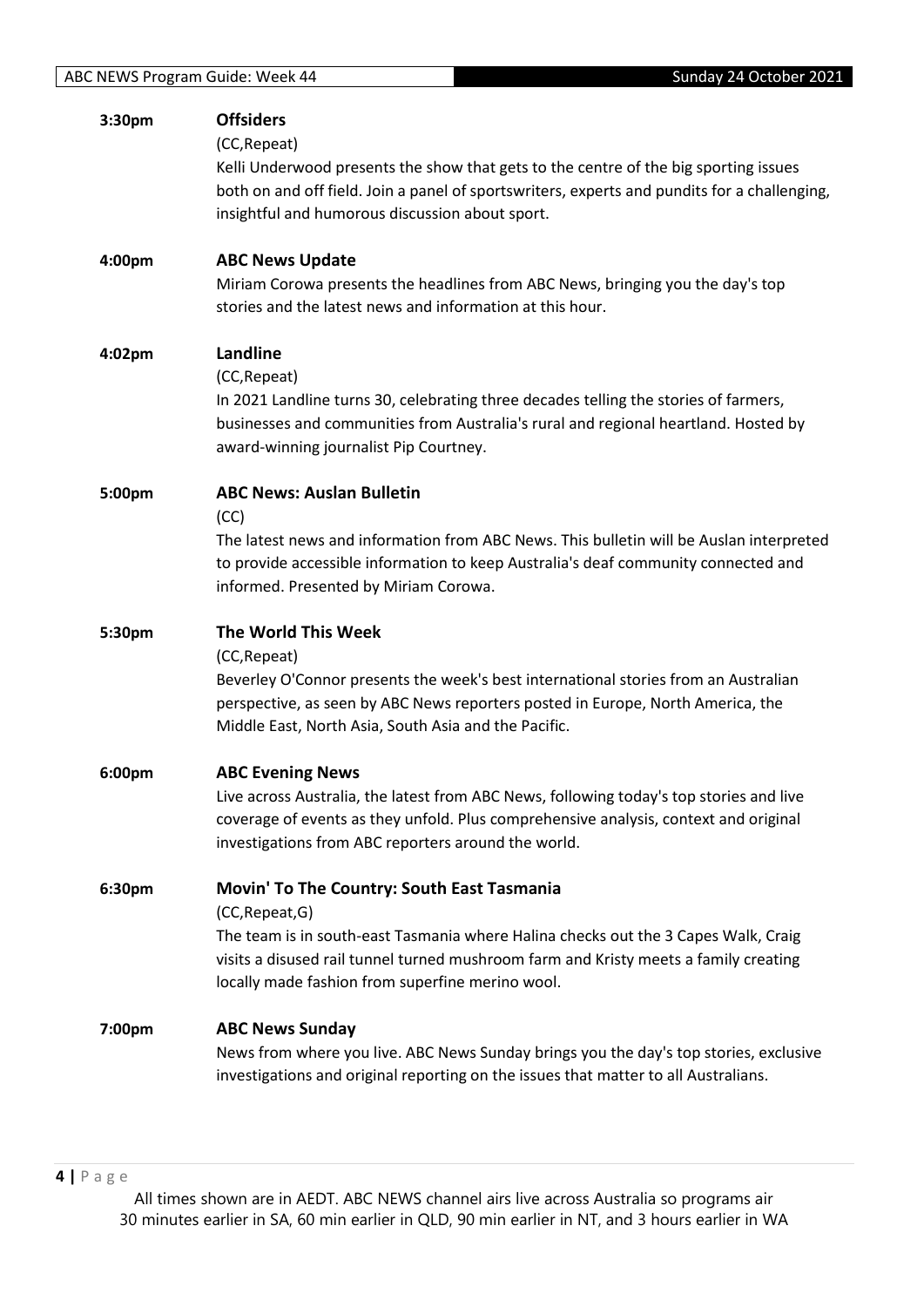**3:30pm** **Offsiders**

(CC,Repeat)

Kelli Underwood presents the show that gets to the centre of the big sporting issues both on and off field. Join a panel of sportswriters, experts and pundits for a challenging, insightful and humorous discussion about sport.

**4:00pm** **ABC News Update**

Miriam Corowa presents the headlines from ABC News, bringing you the day's top stories and the latest news and information at this hour.

**4:02pm** **Landline**

(CC,Repeat)

In 2021 Landline turns 30, celebrating three decades telling the stories of farmers, businesses and communities from Australia's rural and regional heartland. Hosted by award-winning journalist Pip Courtney.

**5:00pm** **ABC News: Auslan Bulletin**

(CC)

The latest news and information from ABC News. This bulletin will be Auslan interpreted to provide accessible information to keep Australia's deaf community connected and informed. Presented by Miriam Corowa.

**5:30pm** **The World This Week**

(CC,Repeat)

Beverley O'Connor presents the week's best international stories from an Australian perspective, as seen by ABC News reporters posted in Europe, North America, the Middle East, North Asia, South Asia and the Pacific.

**6:00pm** **ABC Evening News**

Live across Australia, the latest from ABC News, following today's top stories and live coverage of events as they unfold. Plus comprehensive analysis, context and original investigations from ABC reporters around the world.

**6:30pm** **Movin' To The Country: South East Tasmania**

(CC,Repeat,G)

The team is in south-east Tasmania where Halina checks out the 3 Capes Walk, Craig visits a disused rail tunnel turned mushroom farm and Kristy meets a family creating locally made fashion from superfine merino wool.

**7:00pm** **ABC News Sunday**

News from where you live. ABC News Sunday brings you the day's top stories, exclusive investigations and original reporting on the issues that matter to all Australians.

All times shown are in AEDT. ABC NEWS channel airs live across Australia so programs air 30 minutes earlier in SA, 60 min earlier in QLD, 90 min earlier in NT, and 3 hours earlier in WA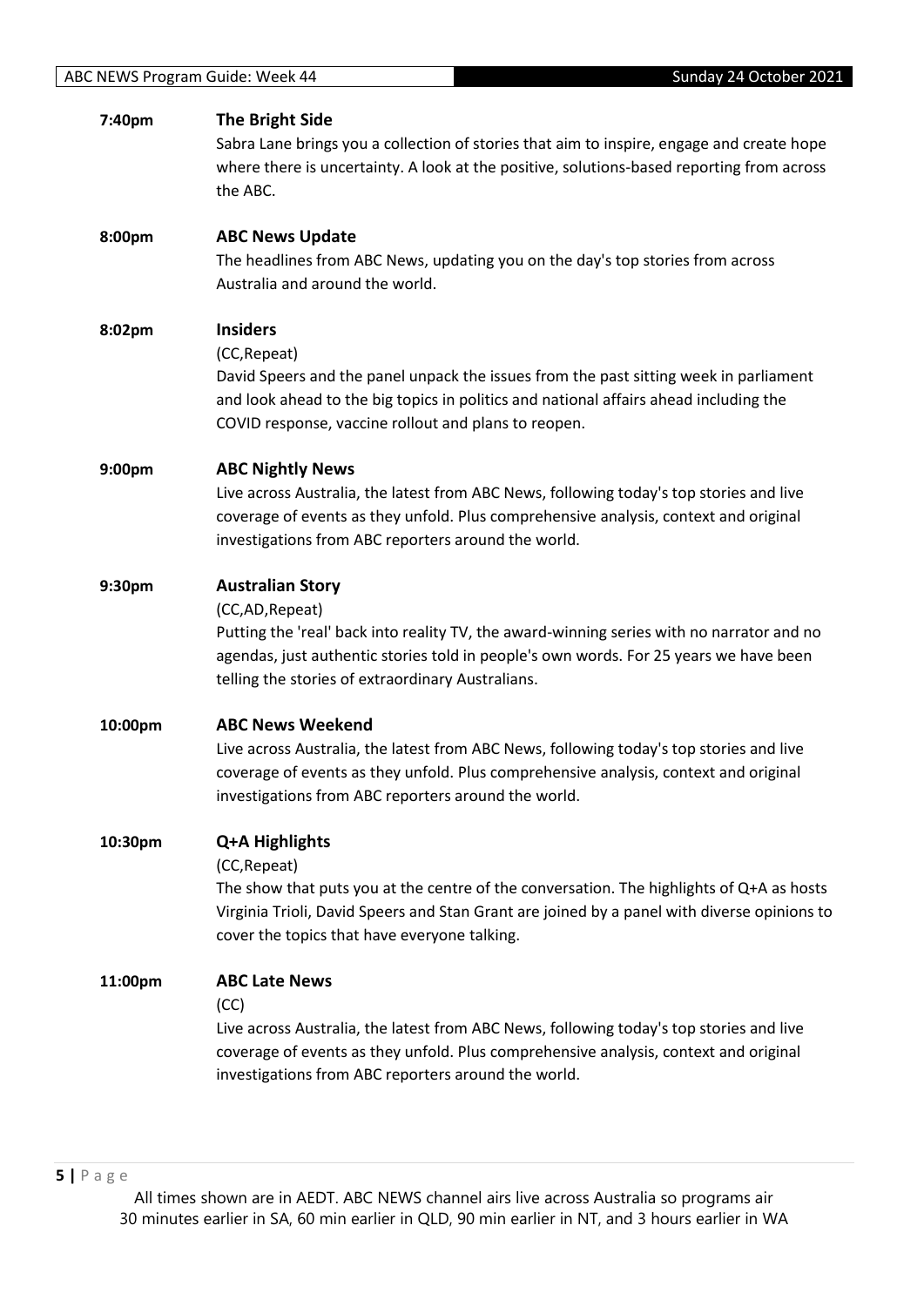**7:40pm** **The Bright Side**

Sabra Lane brings you a collection of stories that aim to inspire, engage and create hope where there is uncertainty. A look at the positive, solutions-based reporting from across the ABC.

**8:00pm** **ABC News Update**

The headlines from ABC News, updating you on the day's top stories from across Australia and around the world.

**8:02pm** **Insiders**

(CC,Repeat)

David Speers and the panel unpack the issues from the past sitting week in parliament and look ahead to the big topics in politics and national affairs ahead including the COVID response, vaccine rollout and plans to reopen.

**9:00pm** **ABC Nightly News**

Live across Australia, the latest from ABC News, following today's top stories and live coverage of events as they unfold. Plus comprehensive analysis, context and original investigations from ABC reporters around the world.

**9:30pm** **Australian Story**

(CC,AD,Repeat)

Putting the 'real' back into reality TV, the award-winning series with no narrator and no agendas, just authentic stories told in people's own words. For 25 years we have been telling the stories of extraordinary Australians.

**10:00pm** **ABC News Weekend**

Live across Australia, the latest from ABC News, following today's top stories and live coverage of events as they unfold. Plus comprehensive analysis, context and original investigations from ABC reporters around the world.

**10:30pm** **Q+A Highlights**

(CC,Repeat)

The show that puts you at the centre of the conversation. The highlights of Q+A as hosts Virginia Trioli, David Speers and Stan Grant are joined by a panel with diverse opinions to cover the topics that have everyone talking.

**11:00pm** **ABC Late News**

(CC)

Live across Australia, the latest from ABC News, following today's top stories and live coverage of events as they unfold. Plus comprehensive analysis, context and original investigations from ABC reporters around the world.

All times shown are in AEDT. ABC NEWS channel airs live across Australia so programs air 30 minutes earlier in SA, 60 min earlier in QLD, 90 min earlier in NT, and 3 hours earlier in WA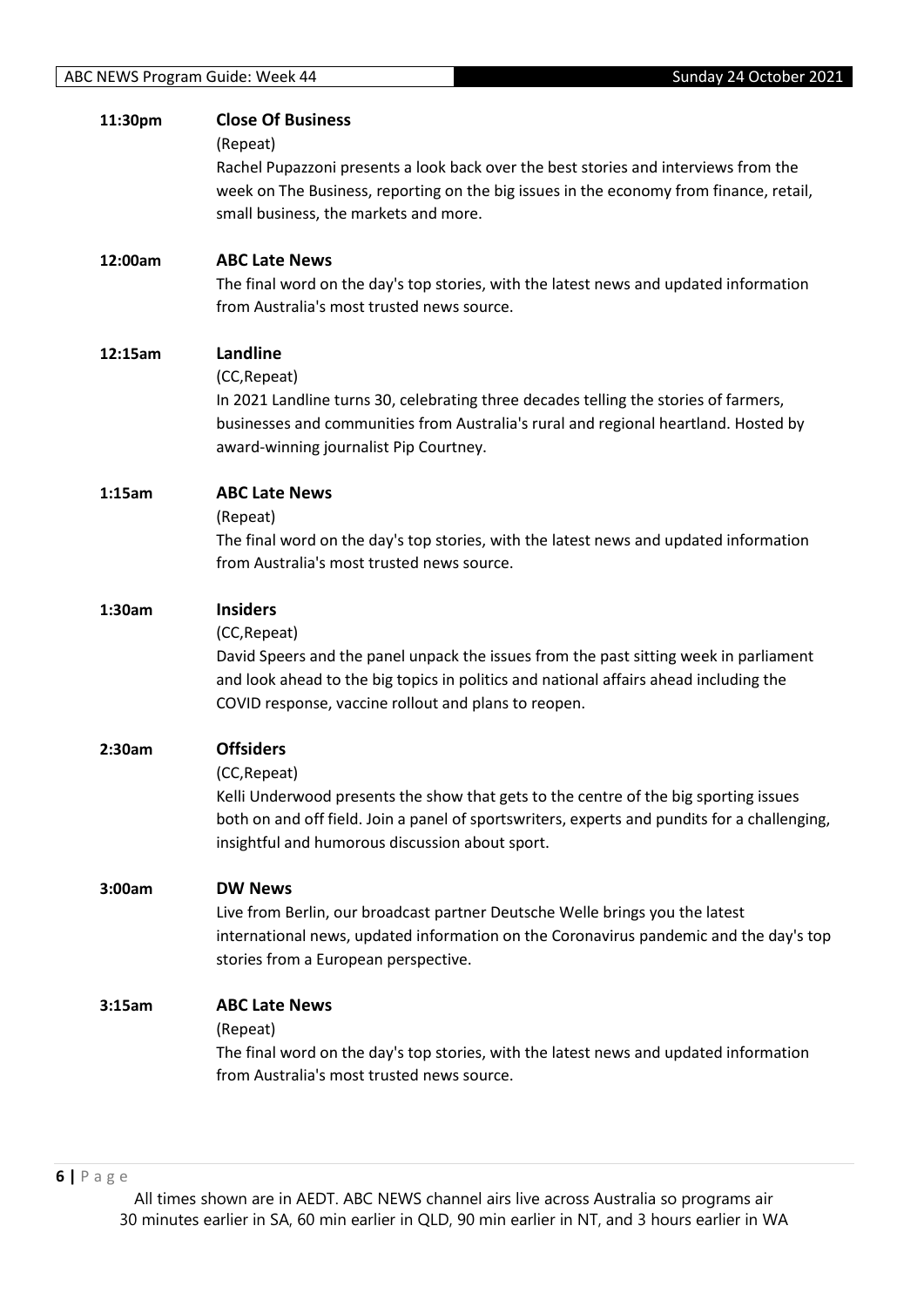**11:30pm** **Close Of Business**
(Repeat)
Rachel Pupazzoni presents a look back over the best stories and interviews from the week on The Business, reporting on the big issues in the economy from finance, retail, small business, the markets and more.

**12:00am** **ABC Late News**
The final word on the day's top stories, with the latest news and updated information from Australia's most trusted news source.

**12:15am** **Landline**
(CC,Repeat)
In 2021 Landline turns 30, celebrating three decades telling the stories of farmers, businesses and communities from Australia's rural and regional heartland. Hosted by award-winning journalist Pip Courtney.

**1:15am** **ABC Late News**
(Repeat)
The final word on the day's top stories, with the latest news and updated information from Australia's most trusted news source.

**1:30am** **Insiders**
(CC,Repeat)
David Speers and the panel unpack the issues from the past sitting week in parliament and look ahead to the big topics in politics and national affairs ahead including the COVID response, vaccine rollout and plans to reopen.

**2:30am** **Offsiders**
(CC,Repeat)
Kelli Underwood presents the show that gets to the centre of the big sporting issues both on and off field. Join a panel of sportswriters, experts and pundits for a challenging, insightful and humorous discussion about sport.

**3:00am** **DW News**
Live from Berlin, our broadcast partner Deutsche Welle brings you the latest international news, updated information on the Coronavirus pandemic and the day's top stories from a European perspective.

**3:15am** **ABC Late News**
(Repeat)
The final word on the day's top stories, with the latest news and updated information from Australia's most trusted news source.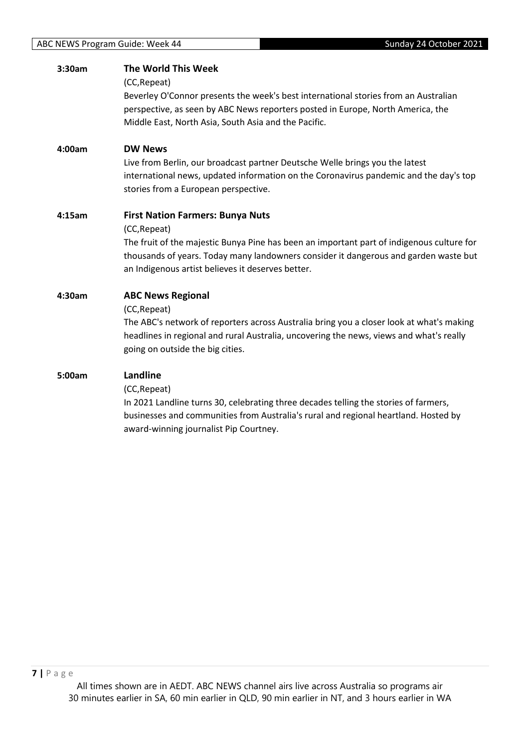**3:30am** **The World This Week**

(CC,Repeat)

Beverley O'Connor presents the week's best international stories from an Australian perspective, as seen by ABC News reporters posted in Europe, North America, the Middle East, North Asia, South Asia and the Pacific.

**4:00am** **DW News**

Live from Berlin, our broadcast partner Deutsche Welle brings you the latest international news, updated information on the Coronavirus pandemic and the day's top stories from a European perspective.

**4:15am** **First Nation Farmers: Bunya Nuts**

(CC,Repeat)

The fruit of the majestic Bunya Pine has been an important part of indigenous culture for thousands of years. Today many landowners consider it dangerous and garden waste but an Indigenous artist believes it deserves better.

**4:30am** **ABC News Regional**

(CC,Repeat)

The ABC's network of reporters across Australia bring you a closer look at what's making headlines in regional and rural Australia, uncovering the news, views and what's really going on outside the big cities.

**5:00am** **Landline**

(CC,Repeat)

In 2021 Landline turns 30, celebrating three decades telling the stories of farmers, businesses and communities from Australia's rural and regional heartland. Hosted by award-winning journalist Pip Courtney.

All times shown are in AEDT. ABC NEWS channel airs live across Australia so programs air 30 minutes earlier in SA, 60 min earlier in QLD, 90 min earlier in NT, and 3 hours earlier in WA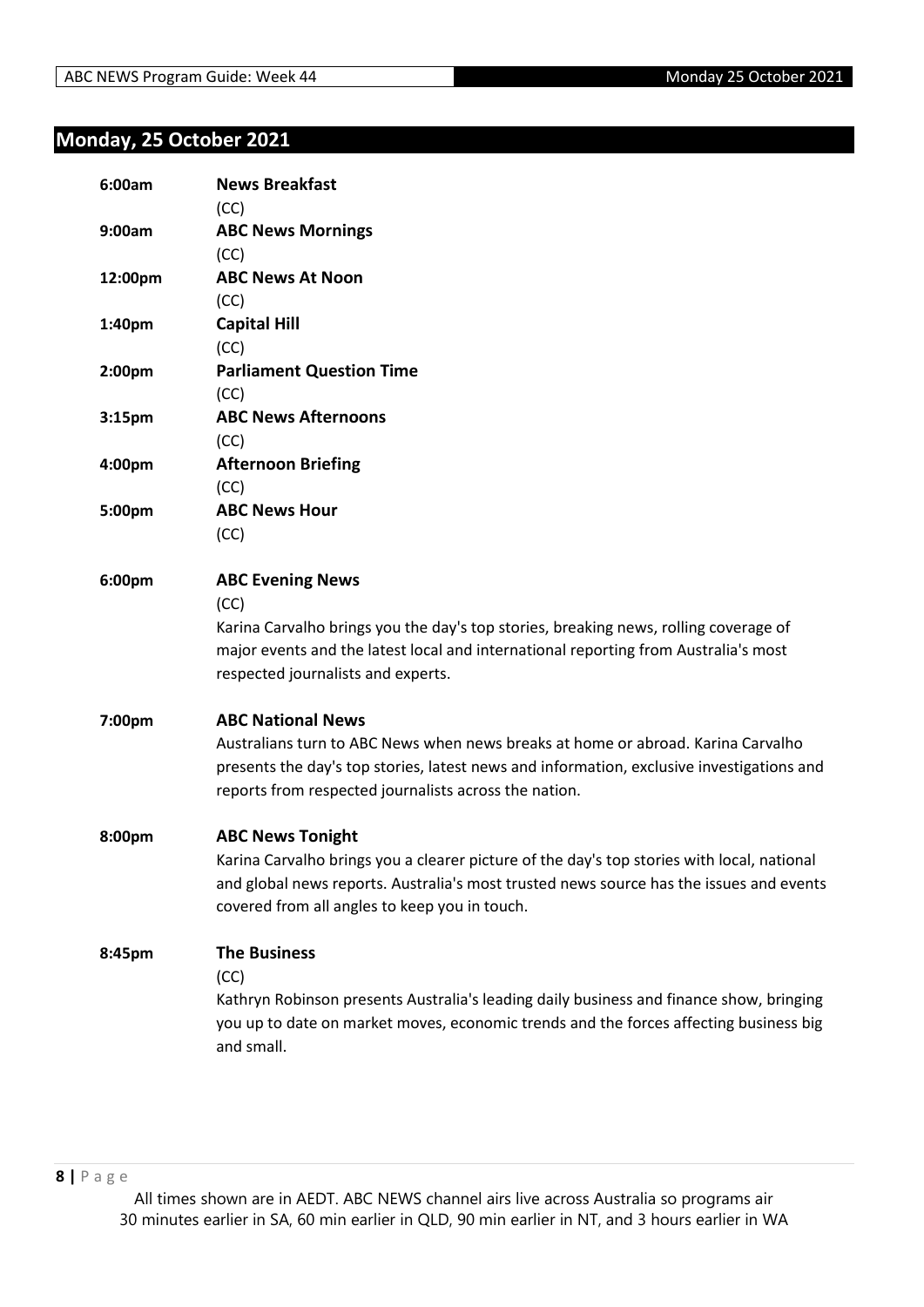## Monday, 25 October 2021

**6:00am** **News Breakfast**
(CC)

**9:00am** **ABC News Mornings**
(CC)

**12:00pm** **ABC News At Noon**
(CC)

**1:40pm** **Capital Hill**
(CC)

**2:00pm** **Parliament Question Time**
(CC)

**3:15pm** **ABC News Afternoons**
(CC)

**4:00pm** **Afternoon Briefing**
(CC)

**5:00pm** **ABC News Hour**
(CC)

**6:00pm** **ABC Evening News**
(CC)
Karina Carvalho brings you the day's top stories, breaking news, rolling coverage of major events and the latest local and international reporting from Australia's most respected journalists and experts.

**7:00pm** **ABC National News**
Australians turn to ABC News when news breaks at home or abroad. Karina Carvalho presents the day's top stories, latest news and information, exclusive investigations and reports from respected journalists across the nation.

**8:00pm** **ABC News Tonight**
Karina Carvalho brings you a clearer picture of the day's top stories with local, national and global news reports. Australia's most trusted news source has the issues and events covered from all angles to keep you in touch.

**8:45pm** **The Business**
(CC)
Kathryn Robinson presents Australia's leading daily business and finance show, bringing you up to date on market moves, economic trends and the forces affecting business big and small.

All times shown are in AEDT. ABC NEWS channel airs live across Australia so programs air 30 minutes earlier in SA, 60 min earlier in QLD, 90 min earlier in NT, and 3 hours earlier in WA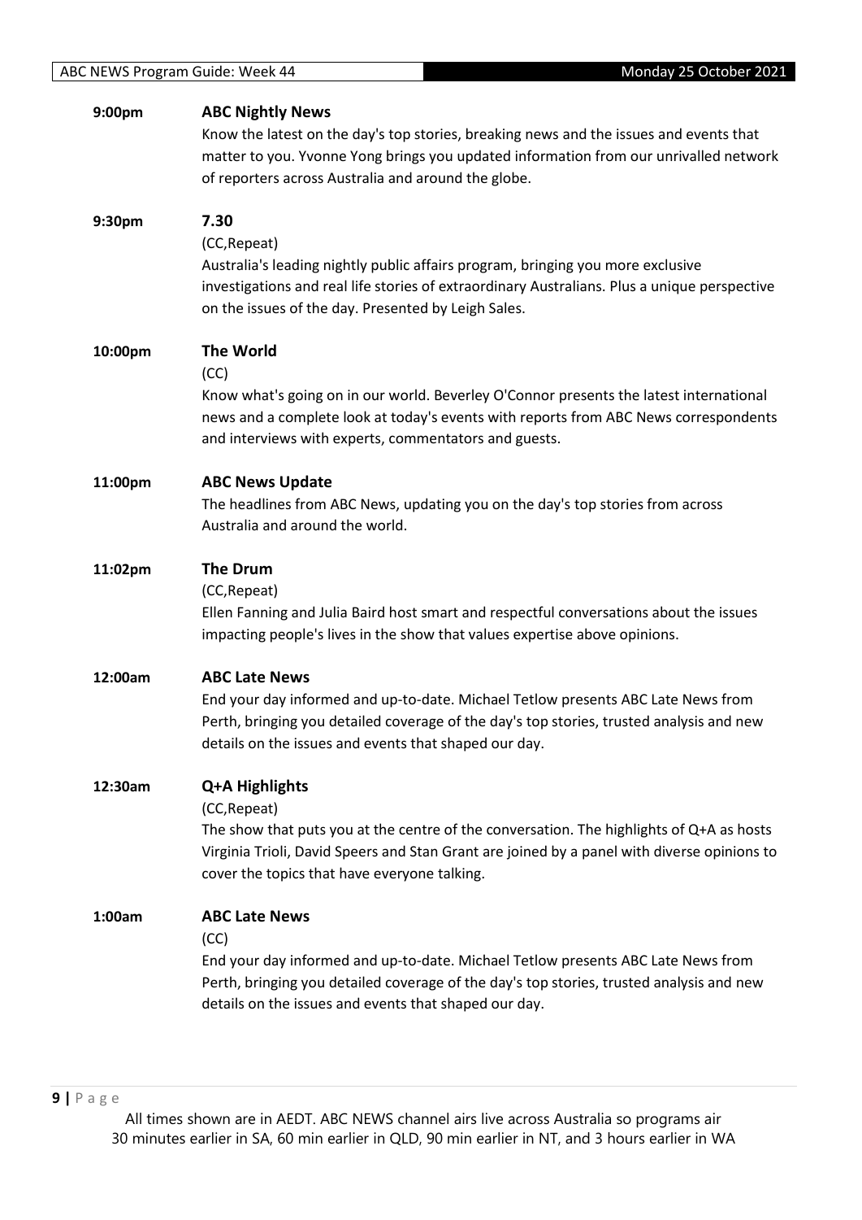**9:00pm** **ABC Nightly News**

Know the latest on the day's top stories, breaking news and the issues and events that matter to you. Yvonne Yong brings you updated information from our unrivalled network of reporters across Australia and around the globe.

**9:30pm** **7.30**

(CC,Repeat)

Australia's leading nightly public affairs program, bringing you more exclusive investigations and real life stories of extraordinary Australians. Plus a unique perspective on the issues of the day. Presented by Leigh Sales.

**10:00pm** **The World**

(CC)

Know what's going on in our world. Beverley O'Connor presents the latest international news and a complete look at today's events with reports from ABC News correspondents and interviews with experts, commentators and guests.

**11:00pm** **ABC News Update**

The headlines from ABC News, updating you on the day's top stories from across Australia and around the world.

**11:02pm** **The Drum**

(CC,Repeat)

Ellen Fanning and Julia Baird host smart and respectful conversations about the issues impacting people's lives in the show that values expertise above opinions.

**12:00am** **ABC Late News**

End your day informed and up-to-date. Michael Tetlow presents ABC Late News from Perth, bringing you detailed coverage of the day's top stories, trusted analysis and new details on the issues and events that shaped our day.

**12:30am** **Q+A Highlights**

(CC,Repeat)

The show that puts you at the centre of the conversation. The highlights of Q+A as hosts Virginia Trioli, David Speers and Stan Grant are joined by a panel with diverse opinions to cover the topics that have everyone talking.

**1:00am** **ABC Late News**

(CC)

End your day informed and up-to-date. Michael Tetlow presents ABC Late News from Perth, bringing you detailed coverage of the day's top stories, trusted analysis and new details on the issues and events that shaped our day.

All times shown are in AEDT. ABC NEWS channel airs live across Australia so programs air 30 minutes earlier in SA, 60 min earlier in QLD, 90 min earlier in NT, and 3 hours earlier in WA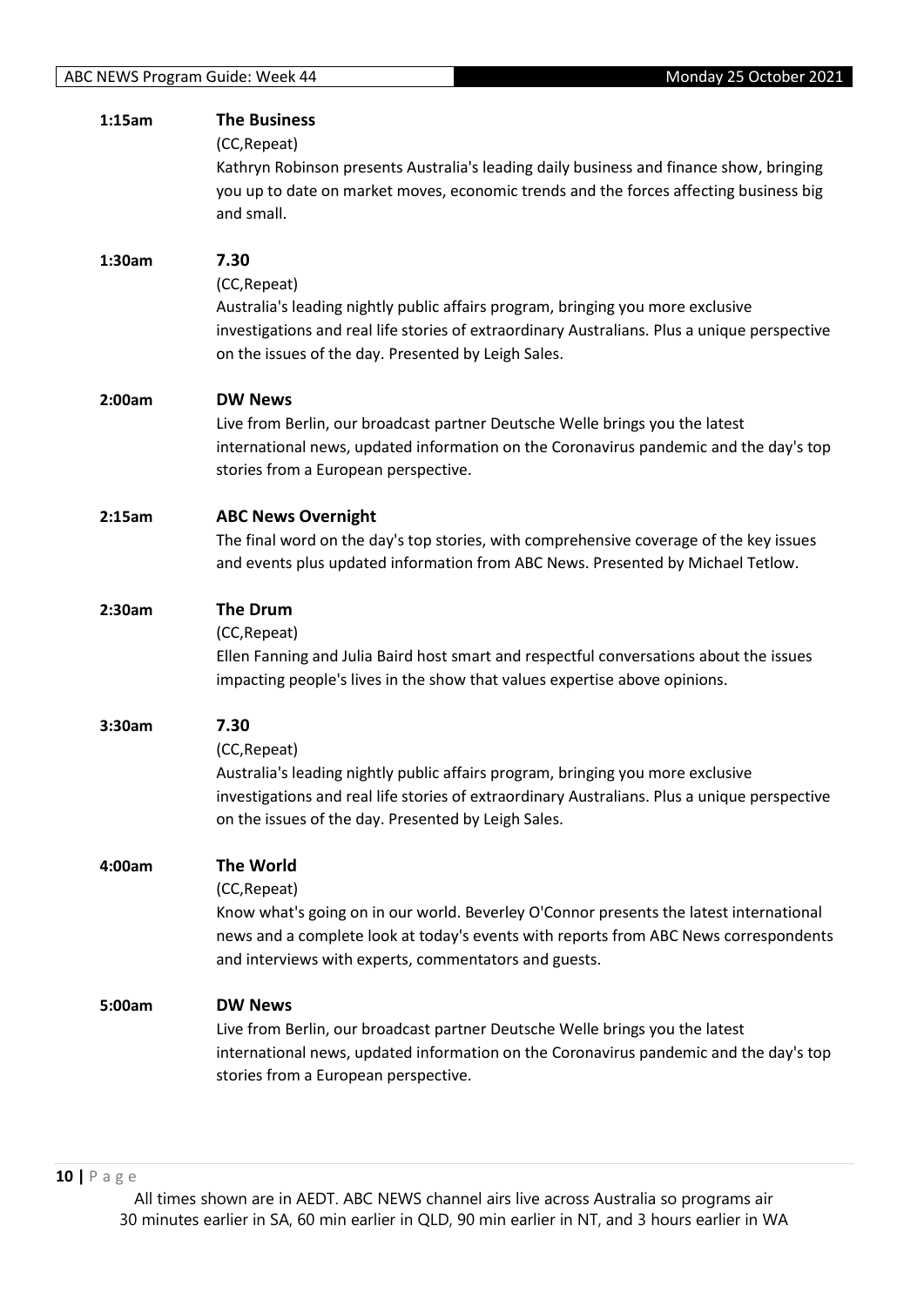**1:15am** **The Business**

(CC,Repeat)

Kathryn Robinson presents Australia's leading daily business and finance show, bringing you up to date on market moves, economic trends and the forces affecting business big and small.

**1:30am** **7.30**

(CC,Repeat)

Australia's leading nightly public affairs program, bringing you more exclusive investigations and real life stories of extraordinary Australians. Plus a unique perspective on the issues of the day. Presented by Leigh Sales.

**2:00am** **DW News**

Live from Berlin, our broadcast partner Deutsche Welle brings you the latest international news, updated information on the Coronavirus pandemic and the day's top stories from a European perspective.

**2:15am** **ABC News Overnight**

The final word on the day's top stories, with comprehensive coverage of the key issues and events plus updated information from ABC News. Presented by Michael Tetlow.

**2:30am** **The Drum**

(CC,Repeat)

Ellen Fanning and Julia Baird host smart and respectful conversations about the issues impacting people's lives in the show that values expertise above opinions.

**3:30am** **7.30**

(CC,Repeat)

Australia's leading nightly public affairs program, bringing you more exclusive investigations and real life stories of extraordinary Australians. Plus a unique perspective on the issues of the day. Presented by Leigh Sales.

**4:00am** **The World**

(CC,Repeat)

Know what's going on in our world. Beverley O'Connor presents the latest international news and a complete look at today's events with reports from ABC News correspondents and interviews with experts, commentators and guests.

**5:00am** **DW News**

Live from Berlin, our broadcast partner Deutsche Welle brings you the latest international news, updated information on the Coronavirus pandemic and the day's top stories from a European perspective.

All times shown are in AEDT. ABC NEWS channel airs live across Australia so programs air 30 minutes earlier in SA, 60 min earlier in QLD, 90 min earlier in NT, and 3 hours earlier in WA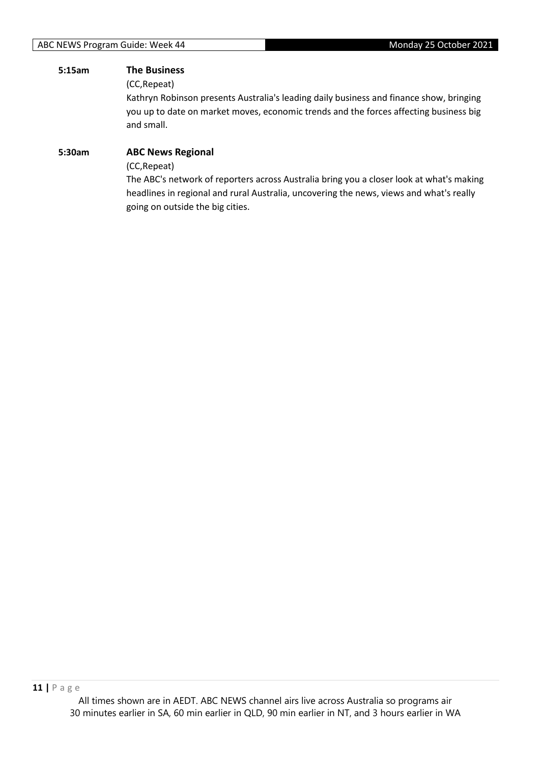**5:15am** **The Business**

(CC,Repeat)

Kathryn Robinson presents Australia's leading daily business and finance show, bringing you up to date on market moves, economic trends and the forces affecting business big and small.

**5:30am** **ABC News Regional**

(CC,Repeat)

The ABC's network of reporters across Australia bring you a closer look at what's making headlines in regional and rural Australia, uncovering the news, views and what's really going on outside the big cities.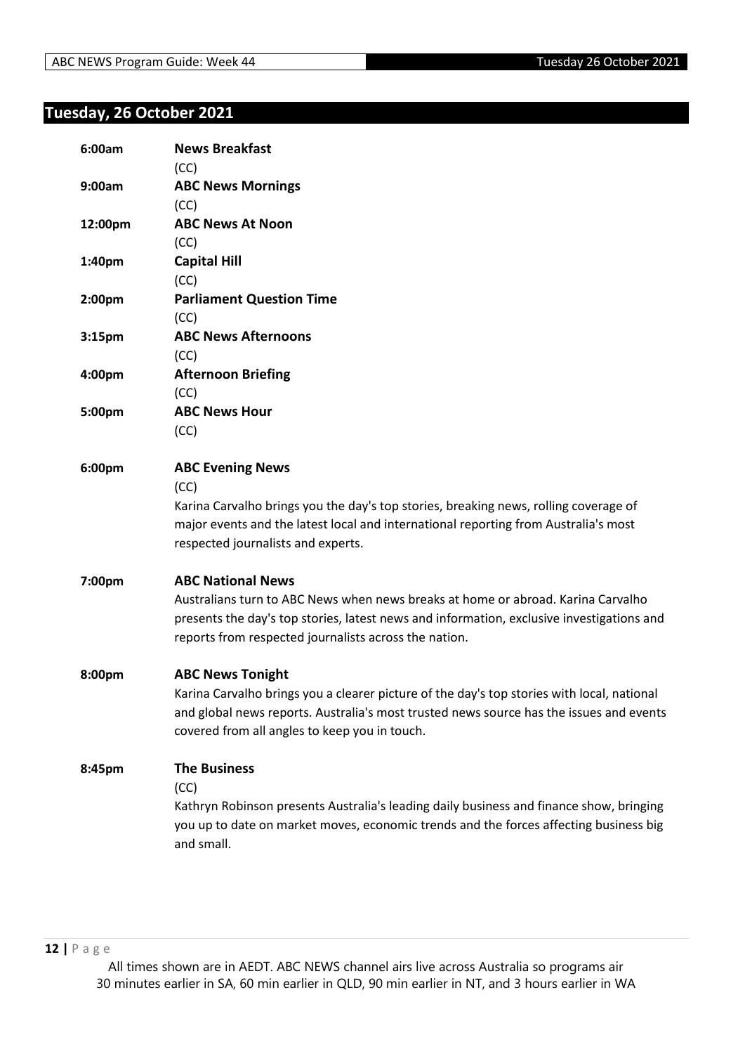## Tuesday, 26 October 2021

**6:00am** **News Breakfast**
(CC)

**9:00am** **ABC News Mornings**
(CC)

**12:00pm** **ABC News At Noon**
(CC)

**1:40pm** **Capital Hill**
(CC)

**2:00pm** **Parliament Question Time**
(CC)

**3:15pm** **ABC News Afternoons**
(CC)

**4:00pm** **Afternoon Briefing**
(CC)

**5:00pm** **ABC News Hour**
(CC)

**6:00pm** **ABC Evening News**
(CC)
Karina Carvalho brings you the day's top stories, breaking news, rolling coverage of major events and the latest local and international reporting from Australia's most respected journalists and experts.

**7:00pm** **ABC National News**
Australians turn to ABC News when news breaks at home or abroad. Karina Carvalho presents the day's top stories, latest news and information, exclusive investigations and reports from respected journalists across the nation.

**8:00pm** **ABC News Tonight**
Karina Carvalho brings you a clearer picture of the day's top stories with local, national and global news reports. Australia's most trusted news source has the issues and events covered from all angles to keep you in touch.

**8:45pm** **The Business**
(CC)
Kathryn Robinson presents Australia's leading daily business and finance show, bringing you up to date on market moves, economic trends and the forces affecting business big and small.

All times shown are in AEDT. ABC NEWS channel airs live across Australia so programs air 30 minutes earlier in SA, 60 min earlier in QLD, 90 min earlier in NT, and 3 hours earlier in WA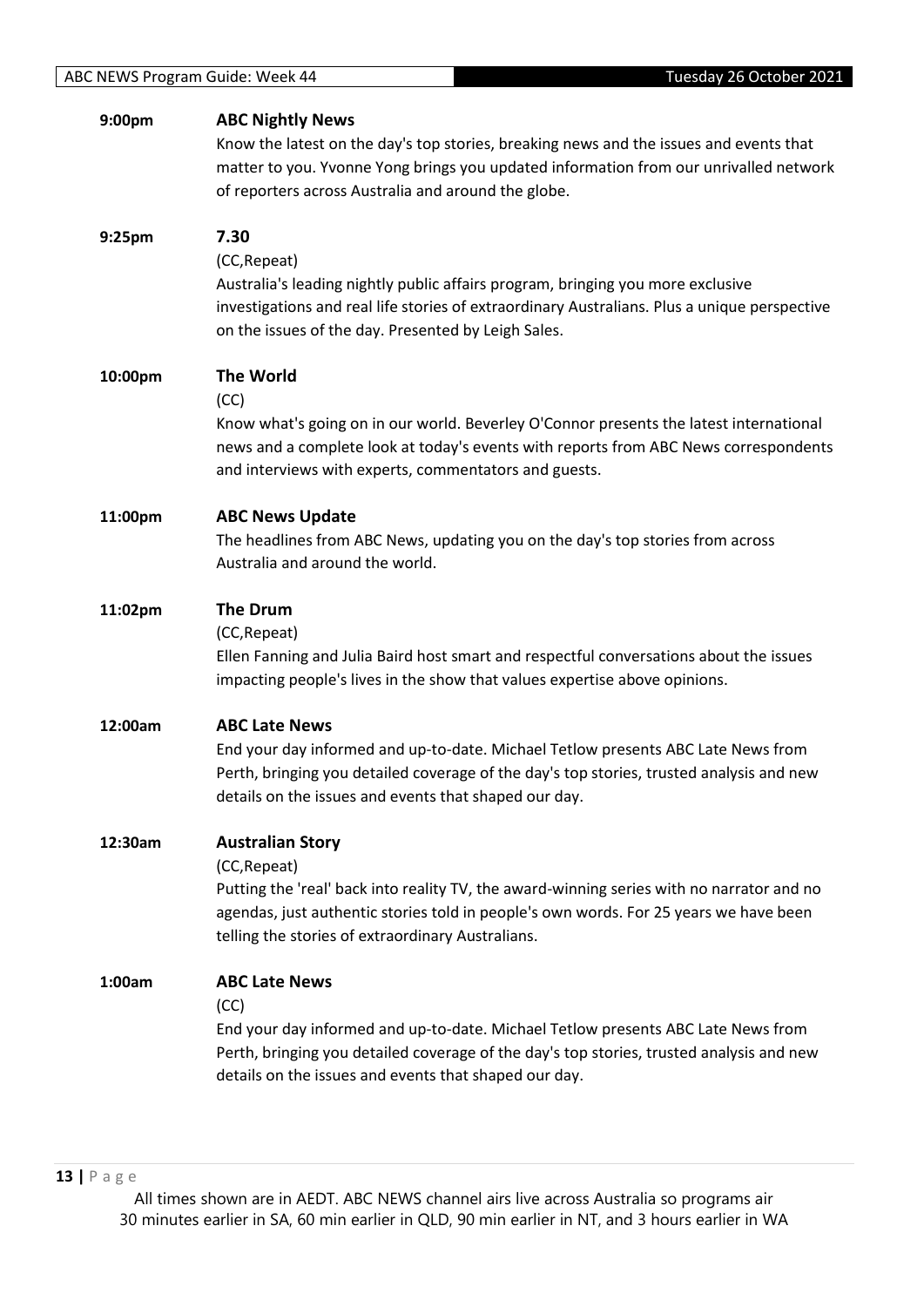**9:00pm** **ABC Nightly News**

Know the latest on the day's top stories, breaking news and the issues and events that matter to you. Yvonne Yong brings you updated information from our unrivalled network of reporters across Australia and around the globe.

**9:25pm** **7.30**

(CC,Repeat)

Australia's leading nightly public affairs program, bringing you more exclusive investigations and real life stories of extraordinary Australians. Plus a unique perspective on the issues of the day. Presented by Leigh Sales.

**10:00pm** **The World**

(CC)

Know what's going on in our world. Beverley O'Connor presents the latest international news and a complete look at today's events with reports from ABC News correspondents and interviews with experts, commentators and guests.

**11:00pm** **ABC News Update**

The headlines from ABC News, updating you on the day's top stories from across Australia and around the world.

**11:02pm** **The Drum**

(CC,Repeat)

Ellen Fanning and Julia Baird host smart and respectful conversations about the issues impacting people's lives in the show that values expertise above opinions.

**12:00am** **ABC Late News**

End your day informed and up-to-date. Michael Tetlow presents ABC Late News from Perth, bringing you detailed coverage of the day's top stories, trusted analysis and new details on the issues and events that shaped our day.

**12:30am** **Australian Story**

(CC,Repeat)

Putting the 'real' back into reality TV, the award-winning series with no narrator and no agendas, just authentic stories told in people's own words. For 25 years we have been telling the stories of extraordinary Australians.

**1:00am** **ABC Late News**

(CC)

End your day informed and up-to-date. Michael Tetlow presents ABC Late News from Perth, bringing you detailed coverage of the day's top stories, trusted analysis and new details on the issues and events that shaped our day.

All times shown are in AEDT. ABC NEWS channel airs live across Australia so programs air 30 minutes earlier in SA, 60 min earlier in QLD, 90 min earlier in NT, and 3 hours earlier in WA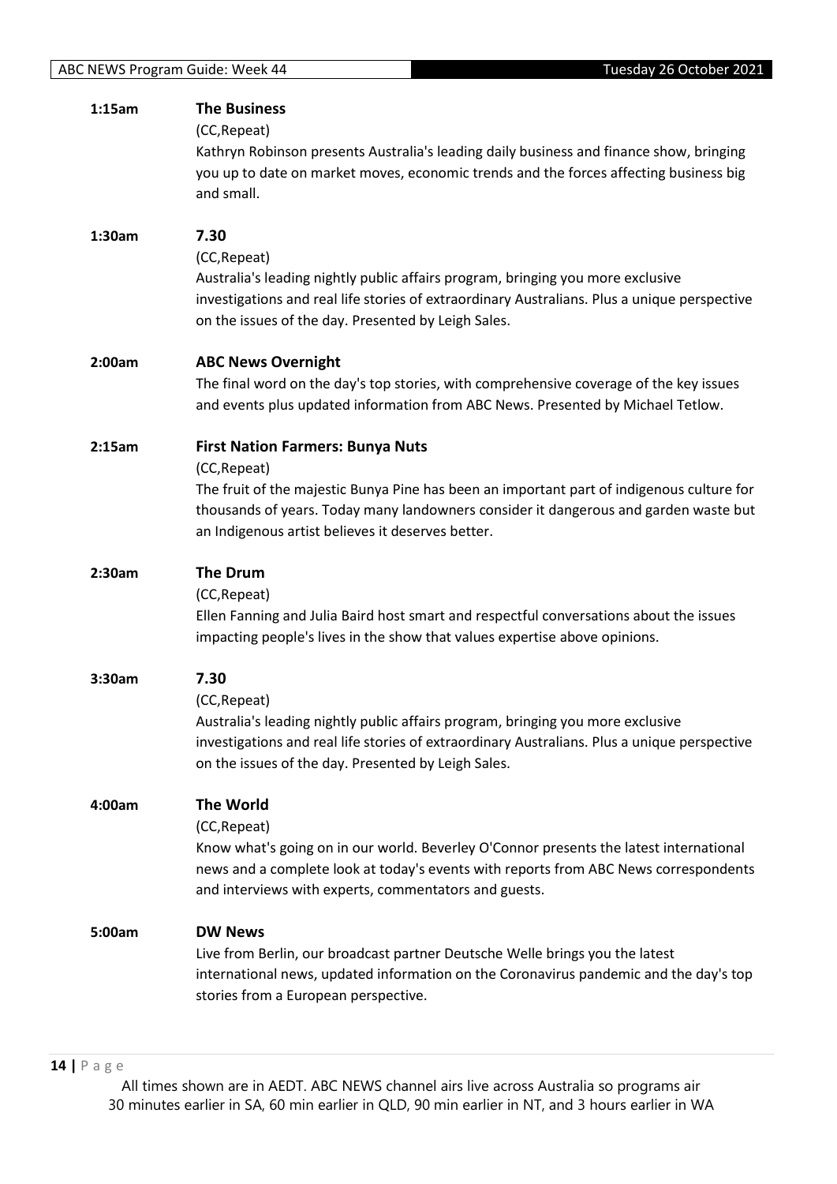**1:15am** **The Business**

(CC,Repeat)

Kathryn Robinson presents Australia's leading daily business and finance show, bringing you up to date on market moves, economic trends and the forces affecting business big and small.

**1:30am** **7.30**

(CC,Repeat)

Australia's leading nightly public affairs program, bringing you more exclusive investigations and real life stories of extraordinary Australians. Plus a unique perspective on the issues of the day. Presented by Leigh Sales.

**2:00am** **ABC News Overnight**

The final word on the day's top stories, with comprehensive coverage of the key issues and events plus updated information from ABC News. Presented by Michael Tetlow.

**2:15am** **First Nation Farmers: Bunya Nuts**

(CC,Repeat)

The fruit of the majestic Bunya Pine has been an important part of indigenous culture for thousands of years. Today many landowners consider it dangerous and garden waste but an Indigenous artist believes it deserves better.

**2:30am** **The Drum**

(CC,Repeat)

Ellen Fanning and Julia Baird host smart and respectful conversations about the issues impacting people's lives in the show that values expertise above opinions.

**3:30am** **7.30**

(CC,Repeat)

Australia's leading nightly public affairs program, bringing you more exclusive investigations and real life stories of extraordinary Australians. Plus a unique perspective on the issues of the day. Presented by Leigh Sales.

**4:00am** **The World**

(CC,Repeat)

Know what's going on in our world. Beverley O'Connor presents the latest international news and a complete look at today's events with reports from ABC News correspondents and interviews with experts, commentators and guests.

**5:00am** **DW News**

Live from Berlin, our broadcast partner Deutsche Welle brings you the latest international news, updated information on the Coronavirus pandemic and the day's top stories from a European perspective.

All times shown are in AEDT. ABC NEWS channel airs live across Australia so programs air 30 minutes earlier in SA, 60 min earlier in QLD, 90 min earlier in NT, and 3 hours earlier in WA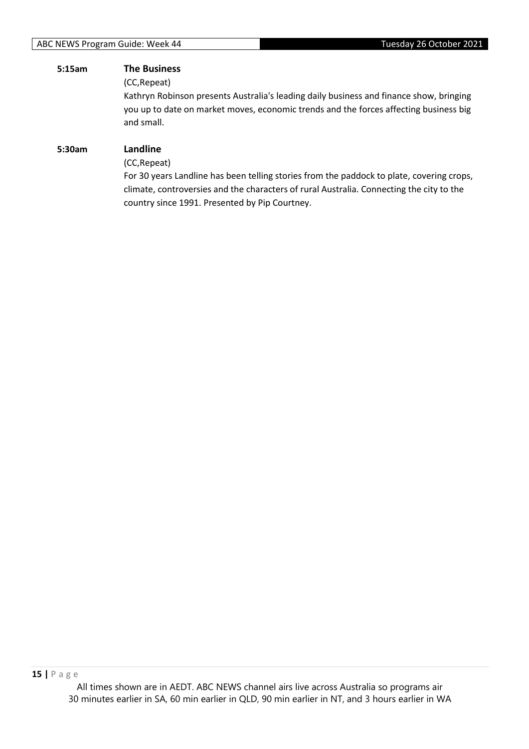**5:15am** **The Business**

(CC,Repeat)

Kathryn Robinson presents Australia's leading daily business and finance show, bringing you up to date on market moves, economic trends and the forces affecting business big and small.

**5:30am** **Landline**

(CC,Repeat)

For 30 years Landline has been telling stories from the paddock to plate, covering crops, climate, controversies and the characters of rural Australia. Connecting the city to the country since 1991. Presented by Pip Courtney.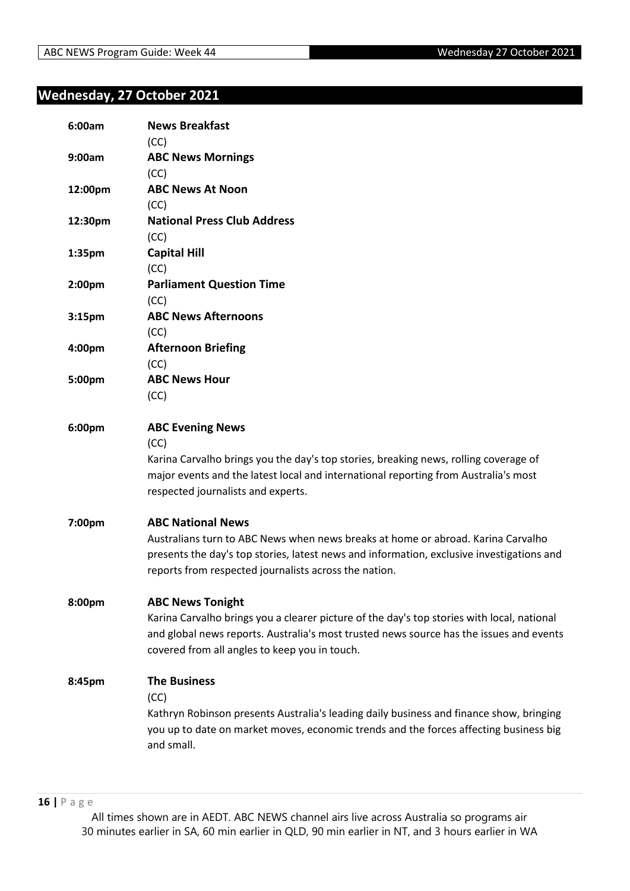## Wednesday, 27 October 2021

**6:00am** **News Breakfast**
(CC)

**9:00am** **ABC News Mornings**
(CC)

**12:00pm** **ABC News At Noon**
(CC)

**12:30pm** **National Press Club Address**
(CC)

**1:35pm** **Capital Hill**
(CC)

**2:00pm** **Parliament Question Time**
(CC)

**3:15pm** **ABC News Afternoons**
(CC)

**4:00pm** **Afternoon Briefing**
(CC)

**5:00pm** **ABC News Hour**
(CC)

**6:00pm** **ABC Evening News**
(CC)
Karina Carvalho brings you the day's top stories, breaking news, rolling coverage of major events and the latest local and international reporting from Australia's most respected journalists and experts.

**7:00pm** **ABC National News**
Australians turn to ABC News when news breaks at home or abroad. Karina Carvalho presents the day's top stories, latest news and information, exclusive investigations and reports from respected journalists across the nation.

**8:00pm** **ABC News Tonight**
Karina Carvalho brings you a clearer picture of the day's top stories with local, national and global news reports. Australia's most trusted news source has the issues and events covered from all angles to keep you in touch.

**8:45pm** **The Business**
(CC)
Kathryn Robinson presents Australia's leading daily business and finance show, bringing you up to date on market moves, economic trends and the forces affecting business big and small.

All times shown are in AEDT. ABC NEWS channel airs live across Australia so programs air 30 minutes earlier in SA, 60 min earlier in QLD, 90 min earlier in NT, and 3 hours earlier in WA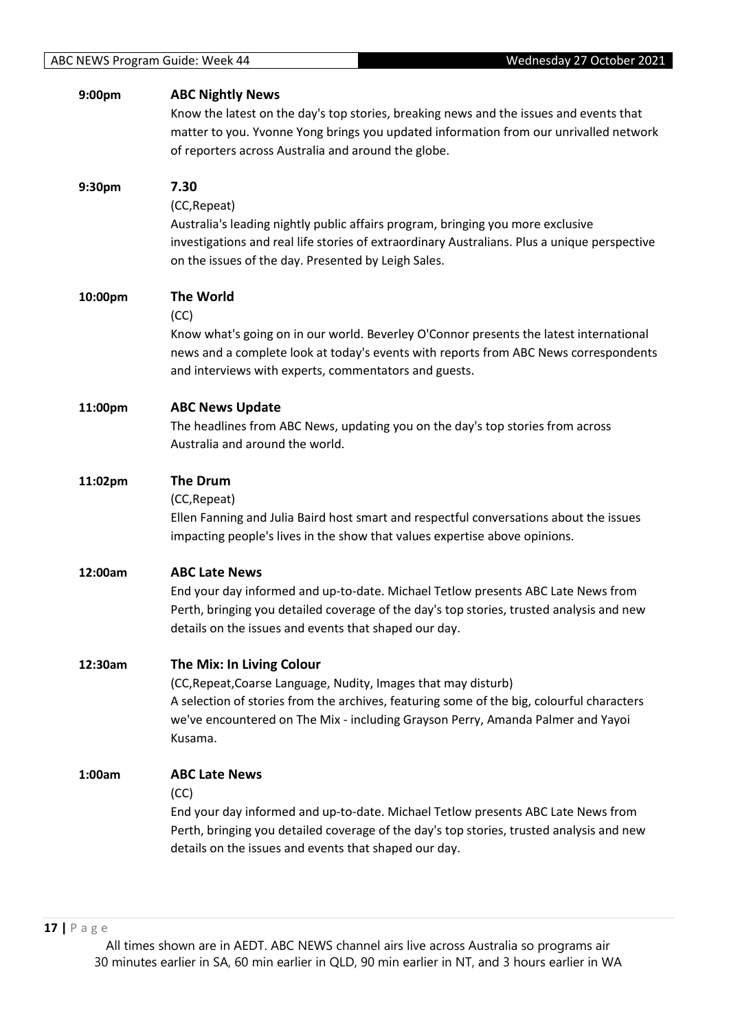**9:00pm** **ABC Nightly News**

Know the latest on the day's top stories, breaking news and the issues and events that matter to you. Yvonne Yong brings you updated information from our unrivalled network of reporters across Australia and around the globe.

**9:30pm** **7.30**

(CC,Repeat)

Australia's leading nightly public affairs program, bringing you more exclusive investigations and real life stories of extraordinary Australians. Plus a unique perspective on the issues of the day. Presented by Leigh Sales.

**10:00pm** **The World**

(CC)

Know what's going on in our world. Beverley O'Connor presents the latest international news and a complete look at today's events with reports from ABC News correspondents and interviews with experts, commentators and guests.

**11:00pm** **ABC News Update**

The headlines from ABC News, updating you on the day's top stories from across Australia and around the world.

**11:02pm** **The Drum**

(CC,Repeat)

Ellen Fanning and Julia Baird host smart and respectful conversations about the issues impacting people's lives in the show that values expertise above opinions.

**12:00am** **ABC Late News**

End your day informed and up-to-date. Michael Tetlow presents ABC Late News from Perth, bringing you detailed coverage of the day's top stories, trusted analysis and new details on the issues and events that shaped our day.

**12:30am** **The Mix: In Living Colour**

(CC,Repeat,Coarse Language, Nudity, Images that may disturb)

A selection of stories from the archives, featuring some of the big, colourful characters we've encountered on The Mix - including Grayson Perry, Amanda Palmer and Yayoi Kusama.

**1:00am** **ABC Late News**

(CC)

End your day informed and up-to-date. Michael Tetlow presents ABC Late News from Perth, bringing you detailed coverage of the day's top stories, trusted analysis and new details on the issues and events that shaped our day.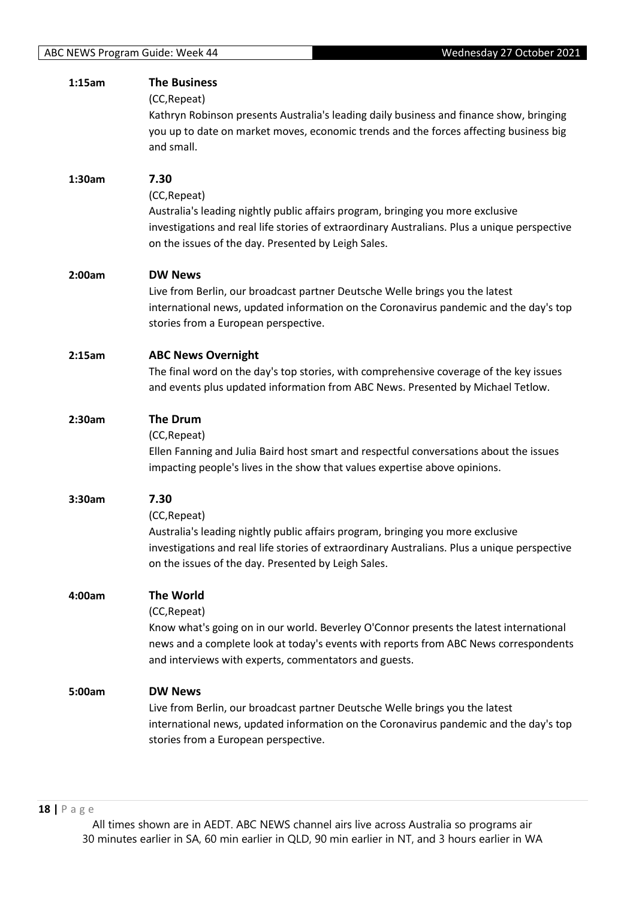**1:15am** **The Business**

(CC,Repeat)

Kathryn Robinson presents Australia's leading daily business and finance show, bringing you up to date on market moves, economic trends and the forces affecting business big and small.

**1:30am** **7.30**

(CC,Repeat)

Australia's leading nightly public affairs program, bringing you more exclusive investigations and real life stories of extraordinary Australians. Plus a unique perspective on the issues of the day. Presented by Leigh Sales.

**2:00am** **DW News**

Live from Berlin, our broadcast partner Deutsche Welle brings you the latest international news, updated information on the Coronavirus pandemic and the day's top stories from a European perspective.

**2:15am** **ABC News Overnight**

The final word on the day's top stories, with comprehensive coverage of the key issues and events plus updated information from ABC News. Presented by Michael Tetlow.

**2:30am** **The Drum**

(CC,Repeat)

Ellen Fanning and Julia Baird host smart and respectful conversations about the issues impacting people's lives in the show that values expertise above opinions.

**3:30am** **7.30**

(CC,Repeat)

Australia's leading nightly public affairs program, bringing you more exclusive investigations and real life stories of extraordinary Australians. Plus a unique perspective on the issues of the day. Presented by Leigh Sales.

**4:00am** **The World**

(CC,Repeat)

Know what's going on in our world. Beverley O'Connor presents the latest international news and a complete look at today's events with reports from ABC News correspondents and interviews with experts, commentators and guests.

**5:00am** **DW News**

Live from Berlin, our broadcast partner Deutsche Welle brings you the latest international news, updated information on the Coronavirus pandemic and the day's top stories from a European perspective.

All times shown are in AEDT. ABC NEWS channel airs live across Australia so programs air 30 minutes earlier in SA, 60 min earlier in QLD, 90 min earlier in NT, and 3 hours earlier in WA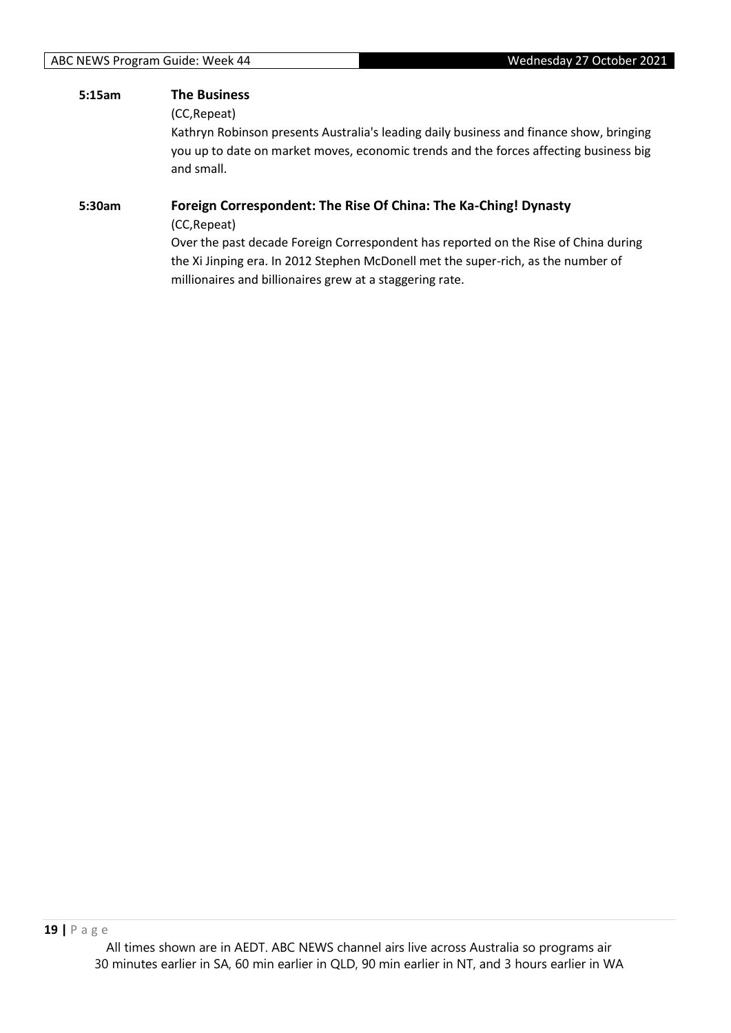**5:15am** **The Business**

(CC,Repeat)

Kathryn Robinson presents Australia's leading daily business and finance show, bringing you up to date on market moves, economic trends and the forces affecting business big and small.

**5:30am** **Foreign Correspondent: The Rise Of China: The Ka-Ching! Dynasty**

(CC,Repeat)

Over the past decade Foreign Correspondent has reported on the Rise of China during the Xi Jinping era. In 2012 Stephen McDonell met the super-rich, as the number of millionaires and billionaires grew at a staggering rate.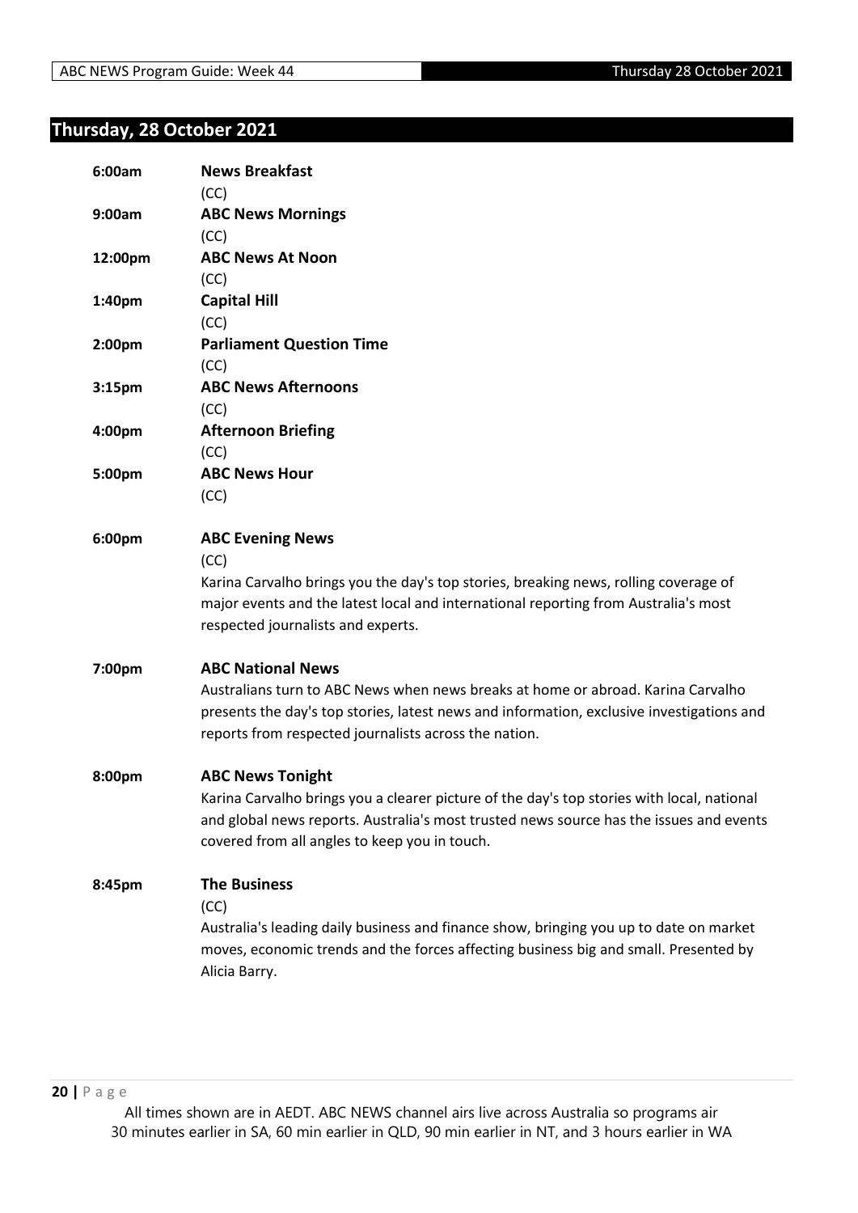## Thursday, 28 October 2021

**6:00am** **News Breakfast**
(CC)

**9:00am** **ABC News Mornings**
(CC)

**12:00pm** **ABC News At Noon**
(CC)

**1:40pm** **Capital Hill**
(CC)

**2:00pm** **Parliament Question Time**
(CC)

**3:15pm** **ABC News Afternoons**
(CC)

**4:00pm** **Afternoon Briefing**
(CC)

**5:00pm** **ABC News Hour**
(CC)

**6:00pm** **ABC Evening News**
(CC)
Karina Carvalho brings you the day's top stories, breaking news, rolling coverage of major events and the latest local and international reporting from Australia's most respected journalists and experts.

**7:00pm** **ABC National News**
Australians turn to ABC News when news breaks at home or abroad. Karina Carvalho presents the day's top stories, latest news and information, exclusive investigations and reports from respected journalists across the nation.

**8:00pm** **ABC News Tonight**
Karina Carvalho brings you a clearer picture of the day's top stories with local, national and global news reports. Australia's most trusted news source has the issues and events covered from all angles to keep you in touch.

**8:45pm** **The Business**
(CC)
Australia's leading daily business and finance show, bringing you up to date on market moves, economic trends and the forces affecting business big and small. Presented by Alicia Barry.

All times shown are in AEDT. ABC NEWS channel airs live across Australia so programs air 30 minutes earlier in SA, 60 min earlier in QLD, 90 min earlier in NT, and 3 hours earlier in WA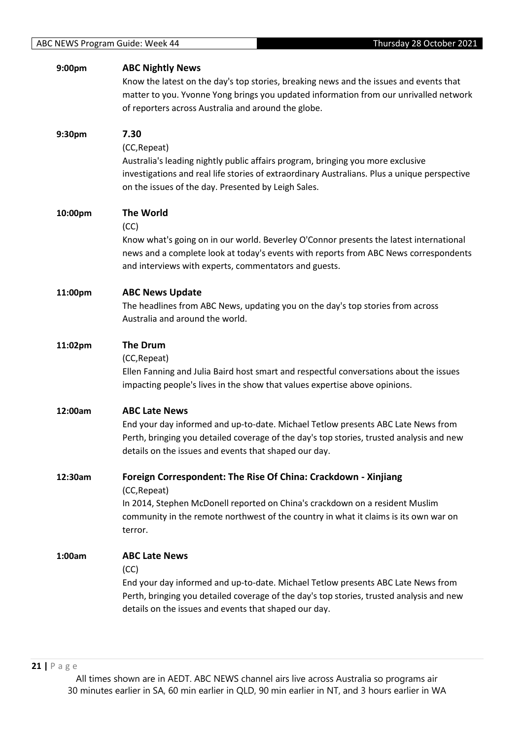**9:00pm** **ABC Nightly News**

Know the latest on the day's top stories, breaking news and the issues and events that matter to you. Yvonne Yong brings you updated information from our unrivalled network of reporters across Australia and around the globe.

**9:30pm** **7.30**

(CC,Repeat)

Australia's leading nightly public affairs program, bringing you more exclusive investigations and real life stories of extraordinary Australians. Plus a unique perspective on the issues of the day. Presented by Leigh Sales.

**10:00pm** **The World**

(CC)

Know what's going on in our world. Beverley O'Connor presents the latest international news and a complete look at today's events with reports from ABC News correspondents and interviews with experts, commentators and guests.

**11:00pm** **ABC News Update**

The headlines from ABC News, updating you on the day's top stories from across Australia and around the world.

**11:02pm** **The Drum**

(CC,Repeat)

Ellen Fanning and Julia Baird host smart and respectful conversations about the issues impacting people's lives in the show that values expertise above opinions.

**12:00am** **ABC Late News**

End your day informed and up-to-date. Michael Tetlow presents ABC Late News from Perth, bringing you detailed coverage of the day's top stories, trusted analysis and new details on the issues and events that shaped our day.

**12:30am** **Foreign Correspondent: The Rise Of China: Crackdown - Xinjiang**

(CC,Repeat)

In 2014, Stephen McDonell reported on China's crackdown on a resident Muslim community in the remote northwest of the country in what it claims is its own war on terror.

**1:00am** **ABC Late News**

(CC)

End your day informed and up-to-date. Michael Tetlow presents ABC Late News from Perth, bringing you detailed coverage of the day's top stories, trusted analysis and new details on the issues and events that shaped our day.

All times shown are in AEDT. ABC NEWS channel airs live across Australia so programs air 30 minutes earlier in SA, 60 min earlier in QLD, 90 min earlier in NT, and 3 hours earlier in WA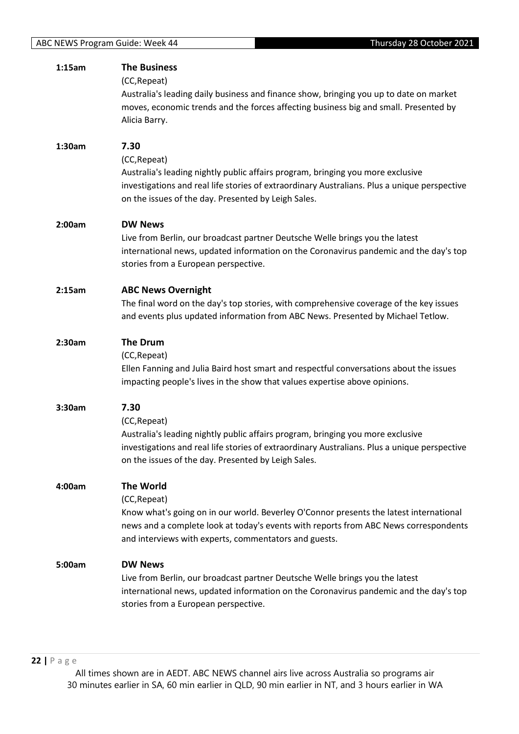**1:15am** **The Business**

(CC,Repeat)

Australia's leading daily business and finance show, bringing you up to date on market moves, economic trends and the forces affecting business big and small. Presented by Alicia Barry.

**1:30am** **7.30**

(CC,Repeat)

Australia's leading nightly public affairs program, bringing you more exclusive investigations and real life stories of extraordinary Australians. Plus a unique perspective on the issues of the day. Presented by Leigh Sales.

**2:00am** **DW News**

Live from Berlin, our broadcast partner Deutsche Welle brings you the latest international news, updated information on the Coronavirus pandemic and the day's top stories from a European perspective.

**2:15am** **ABC News Overnight**

The final word on the day's top stories, with comprehensive coverage of the key issues and events plus updated information from ABC News. Presented by Michael Tetlow.

**2:30am** **The Drum**

(CC,Repeat)

Ellen Fanning and Julia Baird host smart and respectful conversations about the issues impacting people's lives in the show that values expertise above opinions.

**3:30am** **7.30**

(CC,Repeat)

Australia's leading nightly public affairs program, bringing you more exclusive investigations and real life stories of extraordinary Australians. Plus a unique perspective on the issues of the day. Presented by Leigh Sales.

**4:00am** **The World**

(CC,Repeat)

Know what's going on in our world. Beverley O'Connor presents the latest international news and a complete look at today's events with reports from ABC News correspondents and interviews with experts, commentators and guests.

**5:00am** **DW News**

Live from Berlin, our broadcast partner Deutsche Welle brings you the latest international news, updated information on the Coronavirus pandemic and the day's top stories from a European perspective.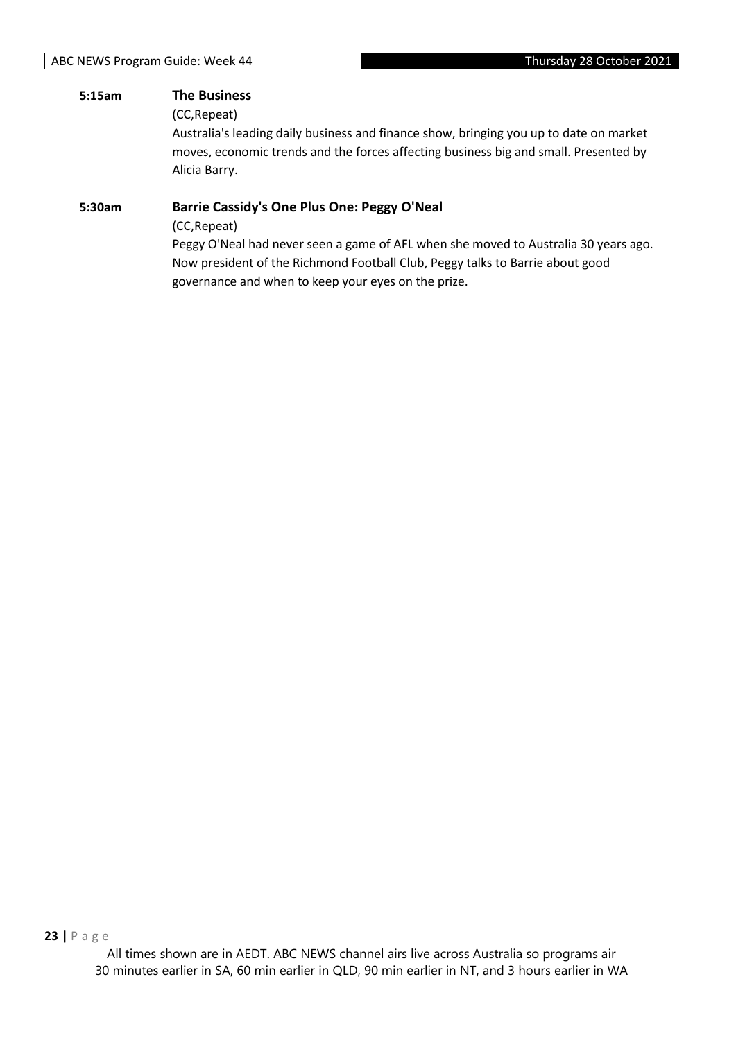**5:15am** **The Business**

(CC,Repeat)

Australia's leading daily business and finance show, bringing you up to date on market moves, economic trends and the forces affecting business big and small. Presented by Alicia Barry.

**5:30am** **Barrie Cassidy's One Plus One: Peggy O'Neal**

(CC,Repeat)

Peggy O'Neal had never seen a game of AFL when she moved to Australia 30 years ago. Now president of the Richmond Football Club, Peggy talks to Barrie about good governance and when to keep your eyes on the prize.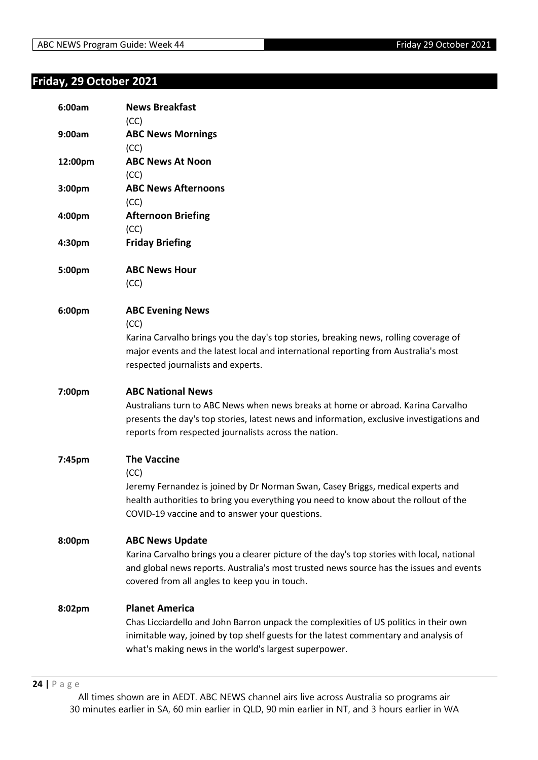## Friday, 29 October 2021

**6:00am** **News Breakfast**
(CC)

**9:00am** **ABC News Mornings**
(CC)

**12:00pm** **ABC News At Noon**
(CC)

**3:00pm** **ABC News Afternoons**
(CC)

**4:00pm** **Afternoon Briefing**
(CC)

**4:30pm** **Friday Briefing**

**5:00pm** **ABC News Hour**
(CC)

**6:00pm** **ABC Evening News**
(CC)
Karina Carvalho brings you the day's top stories, breaking news, rolling coverage of major events and the latest local and international reporting from Australia's most respected journalists and experts.

**7:00pm** **ABC National News**
Australians turn to ABC News when news breaks at home or abroad. Karina Carvalho presents the day's top stories, latest news and information, exclusive investigations and reports from respected journalists across the nation.

**7:45pm** **The Vaccine**
(CC)
Jeremy Fernandez is joined by Dr Norman Swan, Casey Briggs, medical experts and health authorities to bring you everything you need to know about the rollout of the COVID-19 vaccine and to answer your questions.

**8:00pm** **ABC News Update**
Karina Carvalho brings you a clearer picture of the day's top stories with local, national and global news reports. Australia's most trusted news source has the issues and events covered from all angles to keep you in touch.

**8:02pm** **Planet America**
Chas Licciardello and John Barron unpack the complexities of US politics in their own inimitable way, joined by top shelf guests for the latest commentary and analysis of what's making news in the world's largest superpower.

All times shown are in AEDT. ABC NEWS channel airs live across Australia so programs air 30 minutes earlier in SA, 60 min earlier in QLD, 90 min earlier in NT, and 3 hours earlier in WA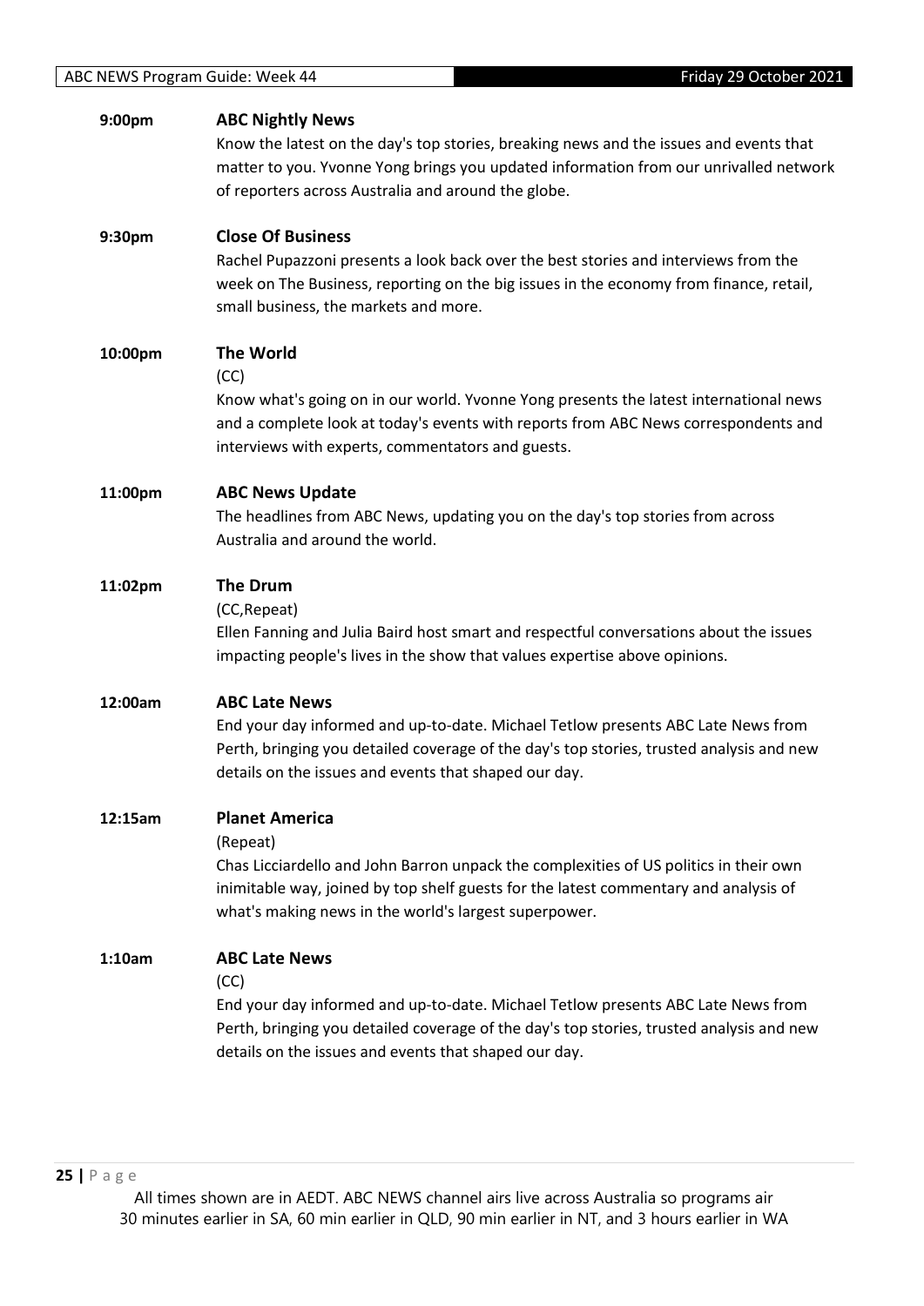**9:00pm** **ABC Nightly News**

Know the latest on the day's top stories, breaking news and the issues and events that matter to you. Yvonne Yong brings you updated information from our unrivalled network of reporters across Australia and around the globe.

**9:30pm** **Close Of Business**

Rachel Pupazzoni presents a look back over the best stories and interviews from the week on The Business, reporting on the big issues in the economy from finance, retail, small business, the markets and more.

**10:00pm** **The World**

(CC)

Know what's going on in our world. Yvonne Yong presents the latest international news and a complete look at today's events with reports from ABC News correspondents and interviews with experts, commentators and guests.

**11:00pm** **ABC News Update**

The headlines from ABC News, updating you on the day's top stories from across Australia and around the world.

**11:02pm** **The Drum**

(CC,Repeat)

Ellen Fanning and Julia Baird host smart and respectful conversations about the issues impacting people's lives in the show that values expertise above opinions.

**12:00am** **ABC Late News**

End your day informed and up-to-date. Michael Tetlow presents ABC Late News from Perth, bringing you detailed coverage of the day's top stories, trusted analysis and new details on the issues and events that shaped our day.

**12:15am** **Planet America**

(Repeat)

Chas Licciardello and John Barron unpack the complexities of US politics in their own inimitable way, joined by top shelf guests for the latest commentary and analysis of what's making news in the world's largest superpower.

**1:10am** **ABC Late News**

(CC)

End your day informed and up-to-date. Michael Tetlow presents ABC Late News from Perth, bringing you detailed coverage of the day's top stories, trusted analysis and new details on the issues and events that shaped our day.

All times shown are in AEDT. ABC NEWS channel airs live across Australia so programs air 30 minutes earlier in SA, 60 min earlier in QLD, 90 min earlier in NT, and 3 hours earlier in WA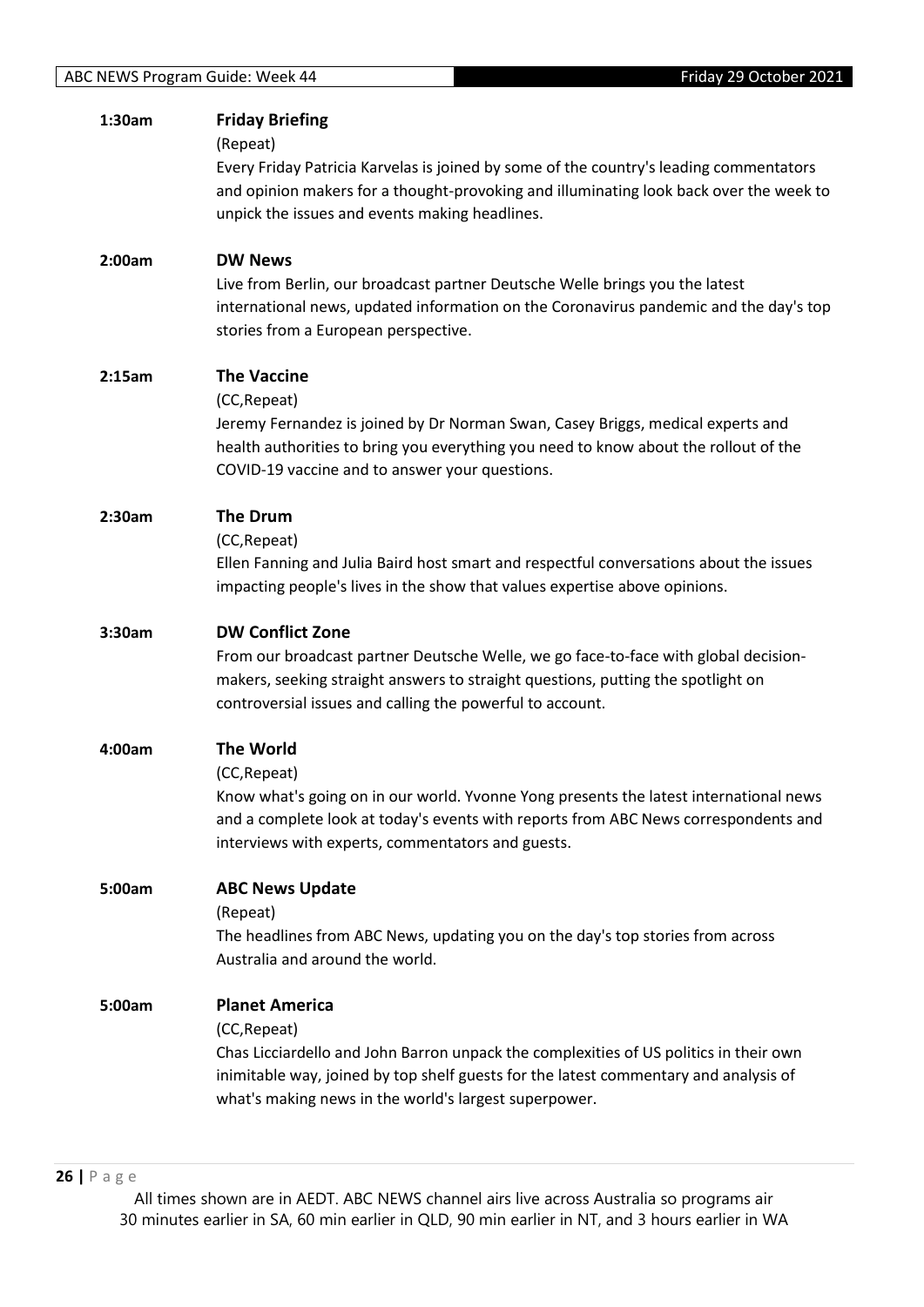**1:30am** **Friday Briefing**

(Repeat)

Every Friday Patricia Karvelas is joined by some of the country's leading commentators and opinion makers for a thought-provoking and illuminating look back over the week to unpick the issues and events making headlines.

**2:00am** **DW News**

Live from Berlin, our broadcast partner Deutsche Welle brings you the latest international news, updated information on the Coronavirus pandemic and the day's top stories from a European perspective.

**2:15am** **The Vaccine**

(CC,Repeat)

Jeremy Fernandez is joined by Dr Norman Swan, Casey Briggs, medical experts and health authorities to bring you everything you need to know about the rollout of the COVID-19 vaccine and to answer your questions.

**2:30am** **The Drum**

(CC,Repeat)

Ellen Fanning and Julia Baird host smart and respectful conversations about the issues impacting people's lives in the show that values expertise above opinions.

**3:30am** **DW Conflict Zone**

From our broadcast partner Deutsche Welle, we go face-to-face with global decision-makers, seeking straight answers to straight questions, putting the spotlight on controversial issues and calling the powerful to account.

**4:00am** **The World**

(CC,Repeat)

Know what's going on in our world. Yvonne Yong presents the latest international news and a complete look at today's events with reports from ABC News correspondents and interviews with experts, commentators and guests.

**5:00am** **ABC News Update**

(Repeat)

The headlines from ABC News, updating you on the day's top stories from across Australia and around the world.

**5:00am** **Planet America**

(CC,Repeat)

Chas Licciardello and John Barron unpack the complexities of US politics in their own inimitable way, joined by top shelf guests for the latest commentary and analysis of what's making news in the world's largest superpower.

All times shown are in AEDT. ABC NEWS channel airs live across Australia so programs air 30 minutes earlier in SA, 60 min earlier in QLD, 90 min earlier in NT, and 3 hours earlier in WA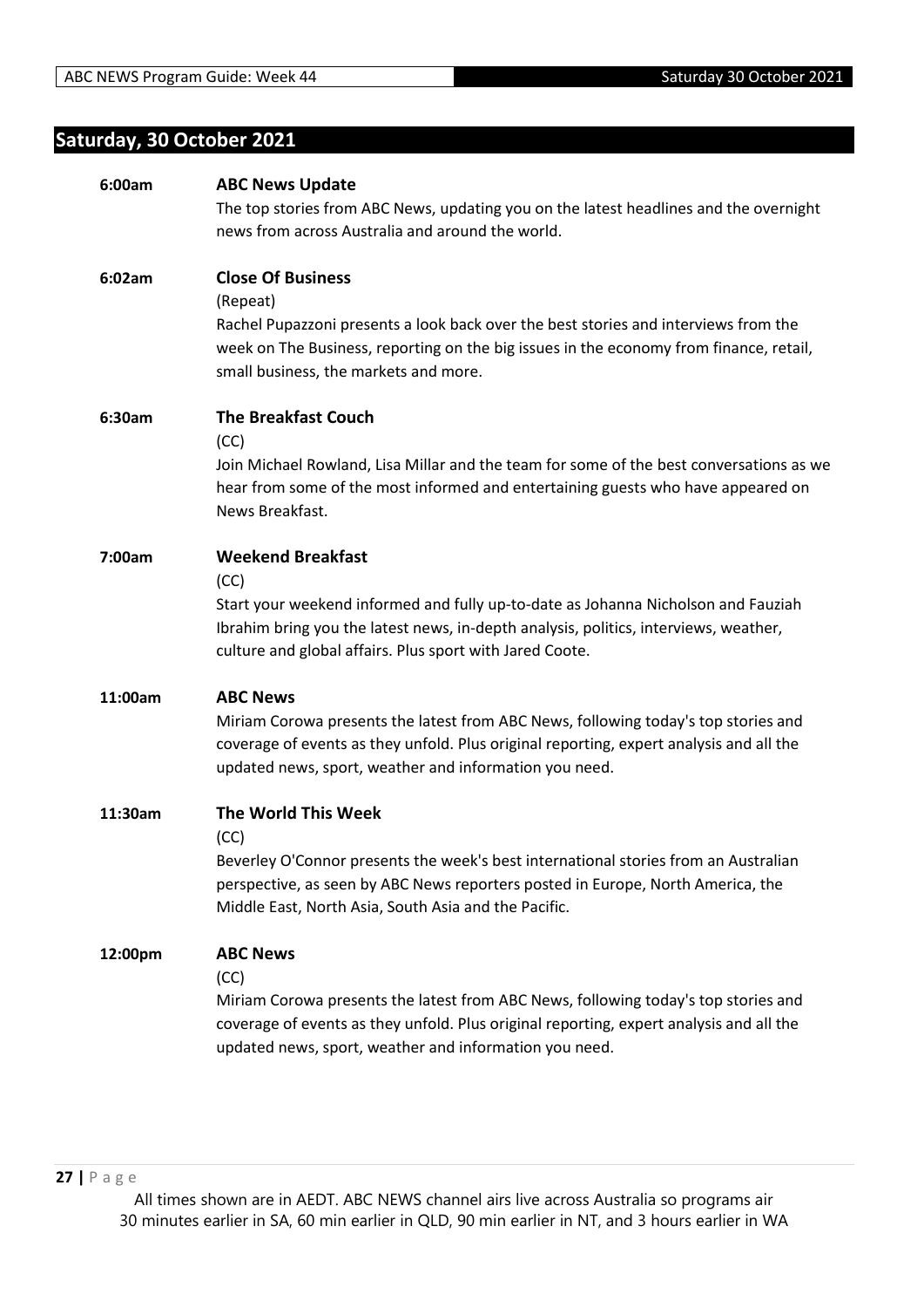## Saturday, 30 October 2021

**6:00am** **ABC News Update**

The top stories from ABC News, updating you on the latest headlines and the overnight news from across Australia and around the world.

**6:02am** **Close Of Business**

(Repeat)

Rachel Pupazzoni presents a look back over the best stories and interviews from the week on The Business, reporting on the big issues in the economy from finance, retail, small business, the markets and more.

**6:30am** **The Breakfast Couch**

(CC)

Join Michael Rowland, Lisa Millar and the team for some of the best conversations as we hear from some of the most informed and entertaining guests who have appeared on News Breakfast.

**7:00am** **Weekend Breakfast**

(CC)

Start your weekend informed and fully up-to-date as Johanna Nicholson and Fauziah Ibrahim bring you the latest news, in-depth analysis, politics, interviews, weather, culture and global affairs. Plus sport with Jared Coote.

**11:00am** **ABC News**

Miriam Corowa presents the latest from ABC News, following today's top stories and coverage of events as they unfold. Plus original reporting, expert analysis and all the updated news, sport, weather and information you need.

**11:30am** **The World This Week**

(CC)

Beverley O'Connor presents the week's best international stories from an Australian perspective, as seen by ABC News reporters posted in Europe, North America, the Middle East, North Asia, South Asia and the Pacific.

**12:00pm** **ABC News**

(CC)

Miriam Corowa presents the latest from ABC News, following today's top stories and coverage of events as they unfold. Plus original reporting, expert analysis and all the updated news, sport, weather and information you need.

All times shown are in AEDT. ABC NEWS channel airs live across Australia so programs air 30 minutes earlier in SA, 60 min earlier in QLD, 90 min earlier in NT, and 3 hours earlier in WA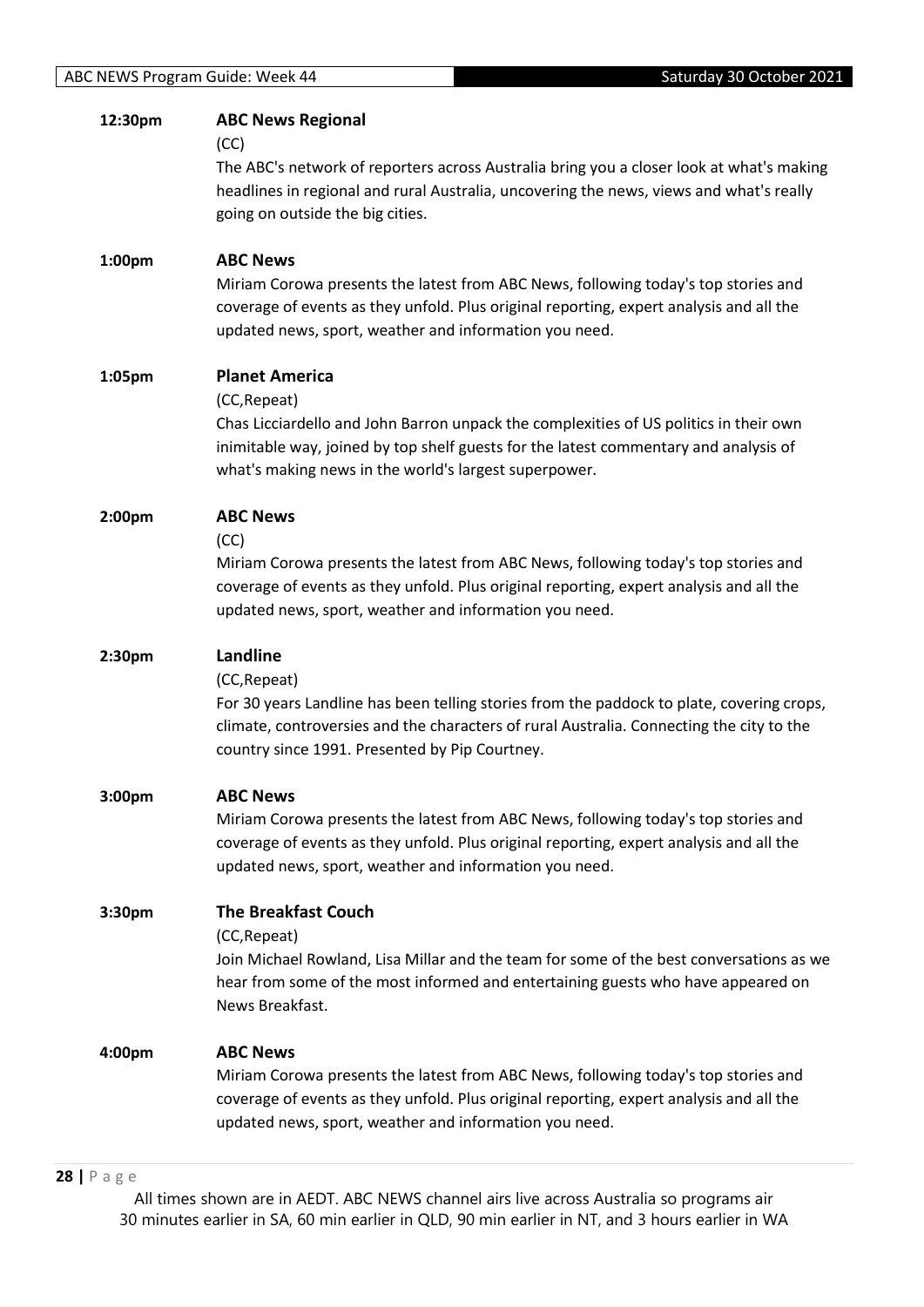**12:30pm** **ABC News Regional**

(CC)

The ABC's network of reporters across Australia bring you a closer look at what's making headlines in regional and rural Australia, uncovering the news, views and what's really going on outside the big cities.

**1:00pm** **ABC News**

Miriam Corowa presents the latest from ABC News, following today's top stories and coverage of events as they unfold. Plus original reporting, expert analysis and all the updated news, sport, weather and information you need.

**1:05pm** **Planet America**

(CC,Repeat)

Chas Licciardello and John Barron unpack the complexities of US politics in their own inimitable way, joined by top shelf guests for the latest commentary and analysis of what's making news in the world's largest superpower.

**2:00pm** **ABC News**

(CC)

Miriam Corowa presents the latest from ABC News, following today's top stories and coverage of events as they unfold. Plus original reporting, expert analysis and all the updated news, sport, weather and information you need.

**2:30pm** **Landline**

(CC,Repeat)

For 30 years Landline has been telling stories from the paddock to plate, covering crops, climate, controversies and the characters of rural Australia. Connecting the city to the country since 1991. Presented by Pip Courtney.

**3:00pm** **ABC News**

Miriam Corowa presents the latest from ABC News, following today's top stories and coverage of events as they unfold. Plus original reporting, expert analysis and all the updated news, sport, weather and information you need.

**3:30pm** **The Breakfast Couch**

(CC,Repeat)

Join Michael Rowland, Lisa Millar and the team for some of the best conversations as we hear from some of the most informed and entertaining guests who have appeared on News Breakfast.

**4:00pm** **ABC News**

Miriam Corowa presents the latest from ABC News, following today's top stories and coverage of events as they unfold. Plus original reporting, expert analysis and all the updated news, sport, weather and information you need.

All times shown are in AEDT. ABC NEWS channel airs live across Australia so programs air 30 minutes earlier in SA, 60 min earlier in QLD, 90 min earlier in NT, and 3 hours earlier in WA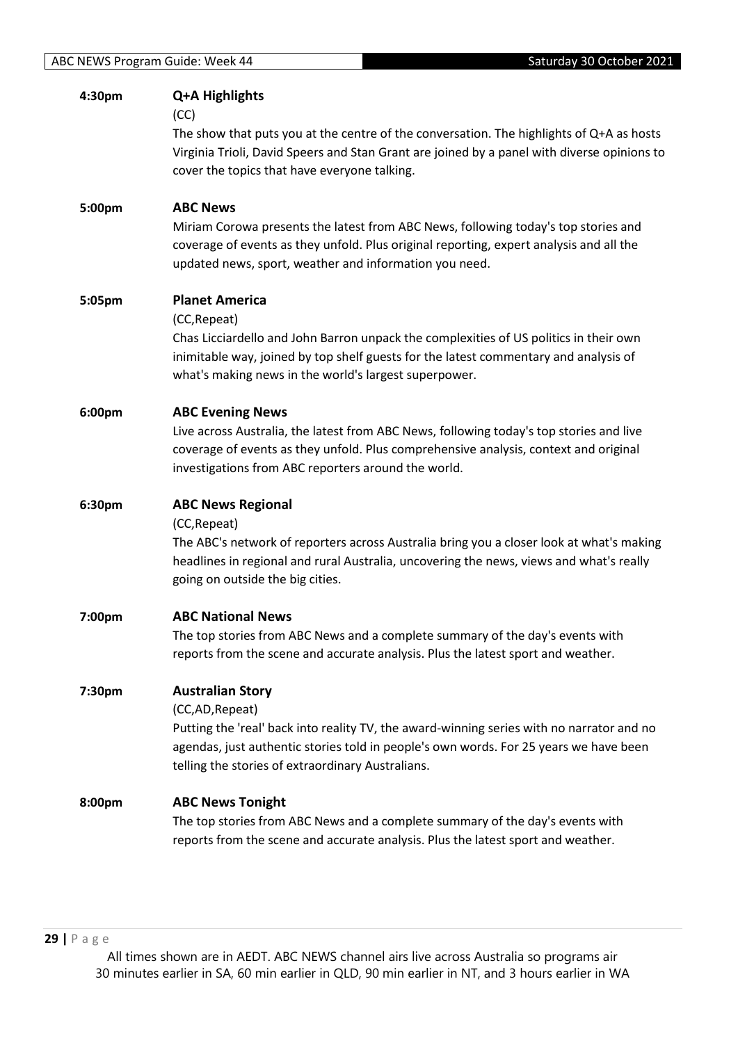**4:30pm** **Q+A Highlights**

(CC)

The show that puts you at the centre of the conversation. The highlights of Q+A as hosts Virginia Trioli, David Speers and Stan Grant are joined by a panel with diverse opinions to cover the topics that have everyone talking.

**5:00pm** **ABC News**

Miriam Corowa presents the latest from ABC News, following today's top stories and coverage of events as they unfold. Plus original reporting, expert analysis and all the updated news, sport, weather and information you need.

**5:05pm** **Planet America**

(CC,Repeat)

Chas Licciardello and John Barron unpack the complexities of US politics in their own inimitable way, joined by top shelf guests for the latest commentary and analysis of what's making news in the world's largest superpower.

**6:00pm** **ABC Evening News**

Live across Australia, the latest from ABC News, following today's top stories and live coverage of events as they unfold. Plus comprehensive analysis, context and original investigations from ABC reporters around the world.

**6:30pm** **ABC News Regional**

(CC,Repeat)

The ABC's network of reporters across Australia bring you a closer look at what's making headlines in regional and rural Australia, uncovering the news, views and what's really going on outside the big cities.

**7:00pm** **ABC National News**

The top stories from ABC News and a complete summary of the day's events with reports from the scene and accurate analysis. Plus the latest sport and weather.

**7:30pm** **Australian Story**

(CC,AD,Repeat)

Putting the 'real' back into reality TV, the award-winning series with no narrator and no agendas, just authentic stories told in people's own words. For 25 years we have been telling the stories of extraordinary Australians.

**8:00pm** **ABC News Tonight**

The top stories from ABC News and a complete summary of the day's events with reports from the scene and accurate analysis. Plus the latest sport and weather.

All times shown are in AEDT. ABC NEWS channel airs live across Australia so programs air 30 minutes earlier in SA, 60 min earlier in QLD, 90 min earlier in NT, and 3 hours earlier in WA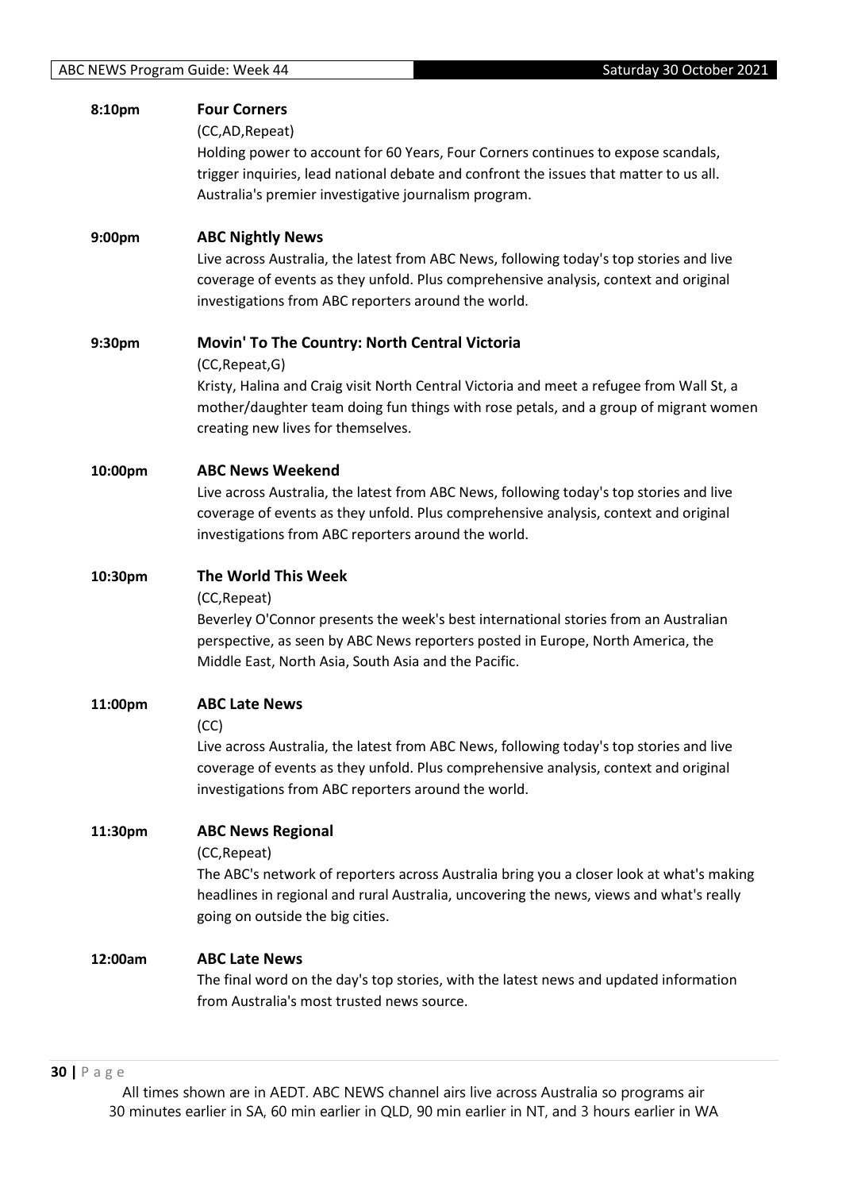**8:10pm** **Four Corners**
(CC,AD,Repeat)
Holding power to account for 60 Years, Four Corners continues to expose scandals, trigger inquiries, lead national debate and confront the issues that matter to us all. Australia's premier investigative journalism program.

**9:00pm** **ABC Nightly News**
Live across Australia, the latest from ABC News, following today's top stories and live coverage of events as they unfold. Plus comprehensive analysis, context and original investigations from ABC reporters around the world.

**9:30pm** **Movin' To The Country: North Central Victoria**
(CC,Repeat,G)
Kristy, Halina and Craig visit North Central Victoria and meet a refugee from Wall St, a mother/daughter team doing fun things with rose petals, and a group of migrant women creating new lives for themselves.

**10:00pm** **ABC News Weekend**
Live across Australia, the latest from ABC News, following today's top stories and live coverage of events as they unfold. Plus comprehensive analysis, context and original investigations from ABC reporters around the world.

**10:30pm** **The World This Week**
(CC,Repeat)
Beverley O'Connor presents the week's best international stories from an Australian perspective, as seen by ABC News reporters posted in Europe, North America, the Middle East, North Asia, South Asia and the Pacific.

**11:00pm** **ABC Late News**
(CC)
Live across Australia, the latest from ABC News, following today's top stories and live coverage of events as they unfold. Plus comprehensive analysis, context and original investigations from ABC reporters around the world.

**11:30pm** **ABC News Regional**
(CC,Repeat)
The ABC's network of reporters across Australia bring you a closer look at what's making headlines in regional and rural Australia, uncovering the news, views and what's really going on outside the big cities.

**12:00am** **ABC Late News**
The final word on the day's top stories, with the latest news and updated information from Australia's most trusted news source.

All times shown are in AEDT. ABC NEWS channel airs live across Australia so programs air 30 minutes earlier in SA, 60 min earlier in QLD, 90 min earlier in NT, and 3 hours earlier in WA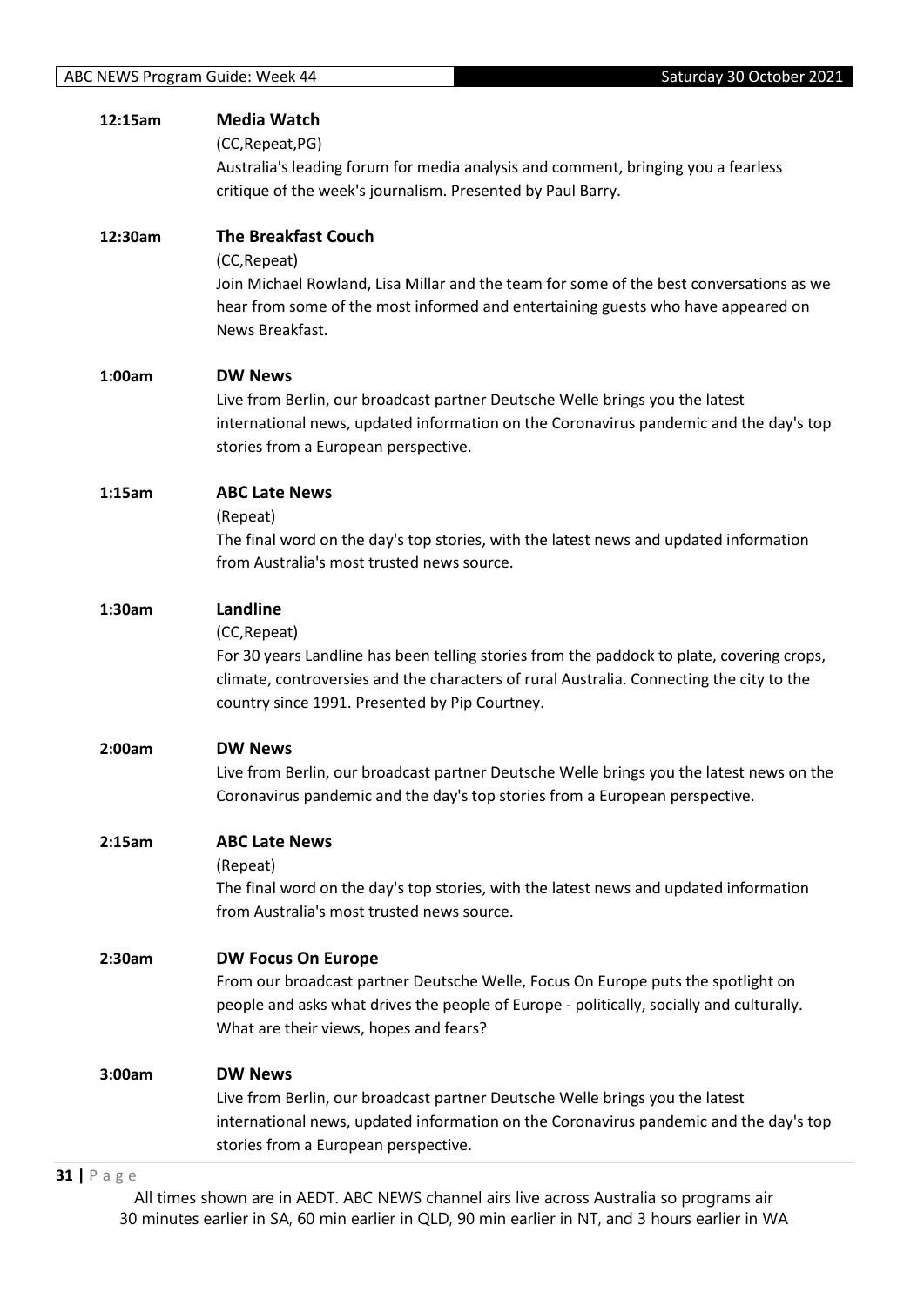**12:15am** **Media Watch**
(CC,Repeat,PG)
Australia's leading forum for media analysis and comment, bringing you a fearless critique of the week's journalism. Presented by Paul Barry.

**12:30am** **The Breakfast Couch**
(CC,Repeat)
Join Michael Rowland, Lisa Millar and the team for some of the best conversations as we hear from some of the most informed and entertaining guests who have appeared on News Breakfast.

**1:00am** **DW News**
Live from Berlin, our broadcast partner Deutsche Welle brings you the latest international news, updated information on the Coronavirus pandemic and the day's top stories from a European perspective.

**1:15am** **ABC Late News**
(Repeat)
The final word on the day's top stories, with the latest news and updated information from Australia's most trusted news source.

**1:30am** **Landline**
(CC,Repeat)
For 30 years Landline has been telling stories from the paddock to plate, covering crops, climate, controversies and the characters of rural Australia. Connecting the city to the country since 1991. Presented by Pip Courtney.

**2:00am** **DW News**
Live from Berlin, our broadcast partner Deutsche Welle brings you the latest news on the Coronavirus pandemic and the day's top stories from a European perspective.

**2:15am** **ABC Late News**
(Repeat)
The final word on the day's top stories, with the latest news and updated information from Australia's most trusted news source.

**2:30am** **DW Focus On Europe**
From our broadcast partner Deutsche Welle, Focus On Europe puts the spotlight on people and asks what drives the people of Europe - politically, socially and culturally. What are their views, hopes and fears?

**3:00am** **DW News**
Live from Berlin, our broadcast partner Deutsche Welle brings you the latest international news, updated information on the Coronavirus pandemic and the day's top stories from a European perspective.

All times shown are in AEDT. ABC NEWS channel airs live across Australia so programs air 30 minutes earlier in SA, 60 min earlier in QLD, 90 min earlier in NT, and 3 hours earlier in WA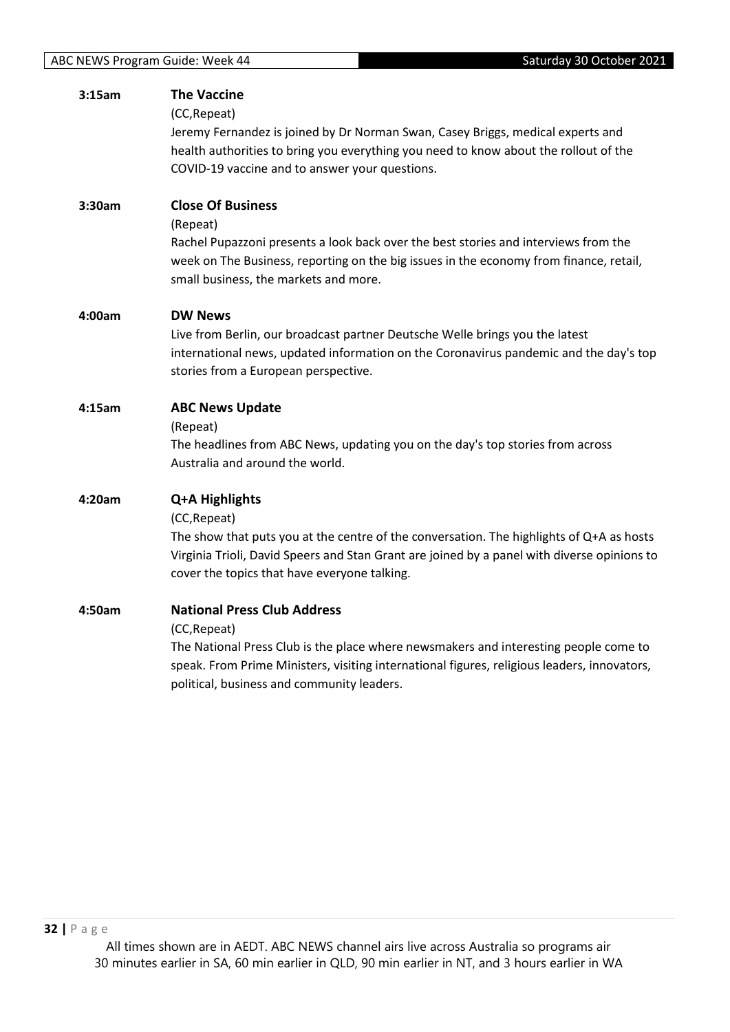**3:15am** **The Vaccine**

(CC,Repeat)

Jeremy Fernandez is joined by Dr Norman Swan, Casey Briggs, medical experts and health authorities to bring you everything you need to know about the rollout of the COVID-19 vaccine and to answer your questions.

**3:30am** **Close Of Business**

(Repeat)

Rachel Pupazzoni presents a look back over the best stories and interviews from the week on The Business, reporting on the big issues in the economy from finance, retail, small business, the markets and more.

**4:00am** **DW News**

Live from Berlin, our broadcast partner Deutsche Welle brings you the latest international news, updated information on the Coronavirus pandemic and the day's top stories from a European perspective.

**4:15am** **ABC News Update**

(Repeat)

The headlines from ABC News, updating you on the day's top stories from across Australia and around the world.

**4:20am** **Q+A Highlights**

(CC,Repeat)

The show that puts you at the centre of the conversation. The highlights of Q+A as hosts Virginia Trioli, David Speers and Stan Grant are joined by a panel with diverse opinions to cover the topics that have everyone talking.

**4:50am** **National Press Club Address**

(CC,Repeat)

The National Press Club is the place where newsmakers and interesting people come to speak. From Prime Ministers, visiting international figures, religious leaders, innovators, political, business and community leaders.

All times shown are in AEDT. ABC NEWS channel airs live across Australia so programs air 30 minutes earlier in SA, 60 min earlier in QLD, 90 min earlier in NT, and 3 hours earlier in WA